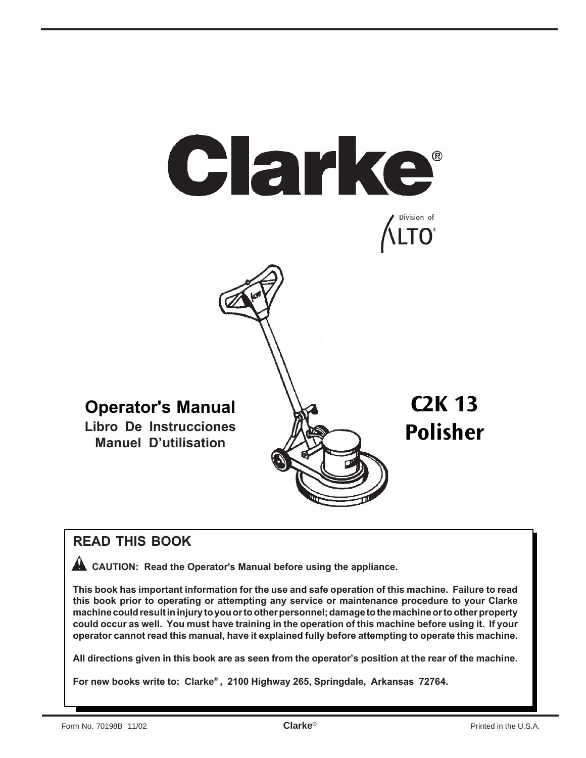# Clarke®

Division of ALTO®

**Operator's Manual**
**Libro De Instrucciones**
**Manuel D'utilisation**

# C2K 13 Polisher

## READ THIS BOOK

**CAUTION: Read the Operator's Manual before using the appliance.**

**This book has important information for the use and safe operation of this machine. Failure to read this book prior to operating or attempting any service or maintenance procedure to your Clarke machine could result in injury to you or to other personnel; damage to the machine or to other property could occur as well. You must have training in the operation of this machine before using it. If your operator cannot read this manual, have it explained fully before attempting to operate this machine.**

**All directions given in this book are as seen from the operator's position at the rear of the machine.**

**For new books write to: Clarke®, 2100 Highway 265, Springdale, Arkansas 72764.**

Form No. 70198B 11/02 Clarke® Printed in the U.S.A.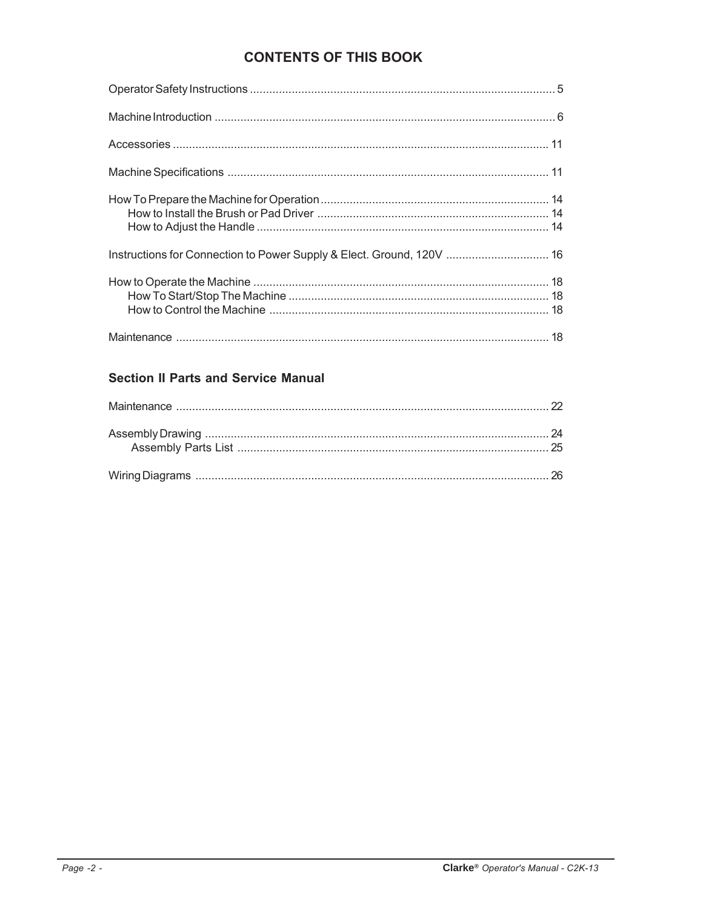## CONTENTS OF THIS BOOK

Operator Safety Instructions .............................................................................................. 5

Machine Introduction ......................................................................................................... 6

Accessories ...................................................................................................................... 11

Machine Specifications ..................................................................................................... 11

How To Prepare the Machine for Operation ........................................................................ 14
- How to Install the Brush or Pad Driver ........................................................................ 14
- How to Adjust the Handle ........................................................................................... 14

Instructions for Connection to Power Supply & Elect. Ground, 120V ................................ 16

How to Operate the Machine ............................................................................................ 18
- How To Start/Stop The Machine ................................................................................. 18
- How to Control the Machine ....................................................................................... 18

Maintenance ..................................................................................................................... 18

### Section II Parts and Service Manual

Maintenance ..................................................................................................................... 22

Assembly Drawing ............................................................................................................ 24
- Assembly Parts List ................................................................................................... 25

Wiring Diagrams ............................................................................................................... 26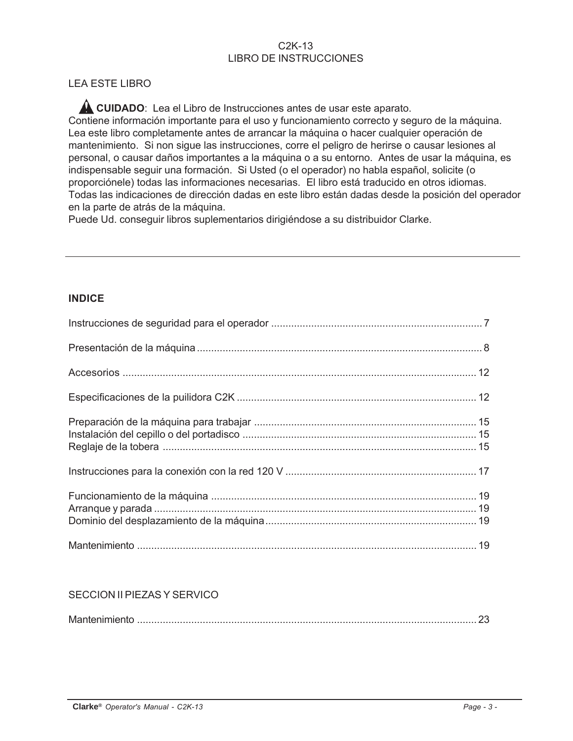C2K-13
LIBRO DE INSTRUCCIONES

LEA ESTE LIBRO

⚠ **CUIDADO**: Lea el Libro de Instrucciones antes de usar este aparato.
Contiene información importante para el uso y funcionamiento correcto y seguro de la máquina. Lea este libro completamente antes de arrancar la máquina o hacer cualquier operación de mantenimiento. Si non sigue las instrucciones, corre el peligro de herirse o causar lesiones al personal, o causar daños importantes a la máquina o a su entorno. Antes de usar la máquina, es indispensable seguir una formación. Si Usted (o el operador) no habla español, solicite (o proporciónele) todas las informaciones necesarias. El libro está traducido en otros idiomas. Todas las indicaciones de dirección dadas en este libro están dadas desde la posición del operador en la parte de atrás de la máquina.
Puede Ud. conseguir libros suplementarios dirigiéndose a su distribuidor Clarke.

---

## INDICE

Instrucciones de seguridad para el operador ........ 7

Presentación de la máquina ........ 8

Accesorios ........ 12

Especificaciones de la puilidora C2K ........ 12

Preparación de la máquina para trabajar ........ 15
Instalación del cepillo o del portadisco ........ 15
Reglaje de la tobera ........ 15

Instrucciones para la conexión con la red 120 V ........ 17

Funcionamiento de la máquina ........ 19
Arranque y parada ........ 19
Dominio del desplazamiento de la máquina ........ 19

Mantenimiento ........ 19

SECCION II PIEZAS Y SERVICO

Mantenimiento ........ 23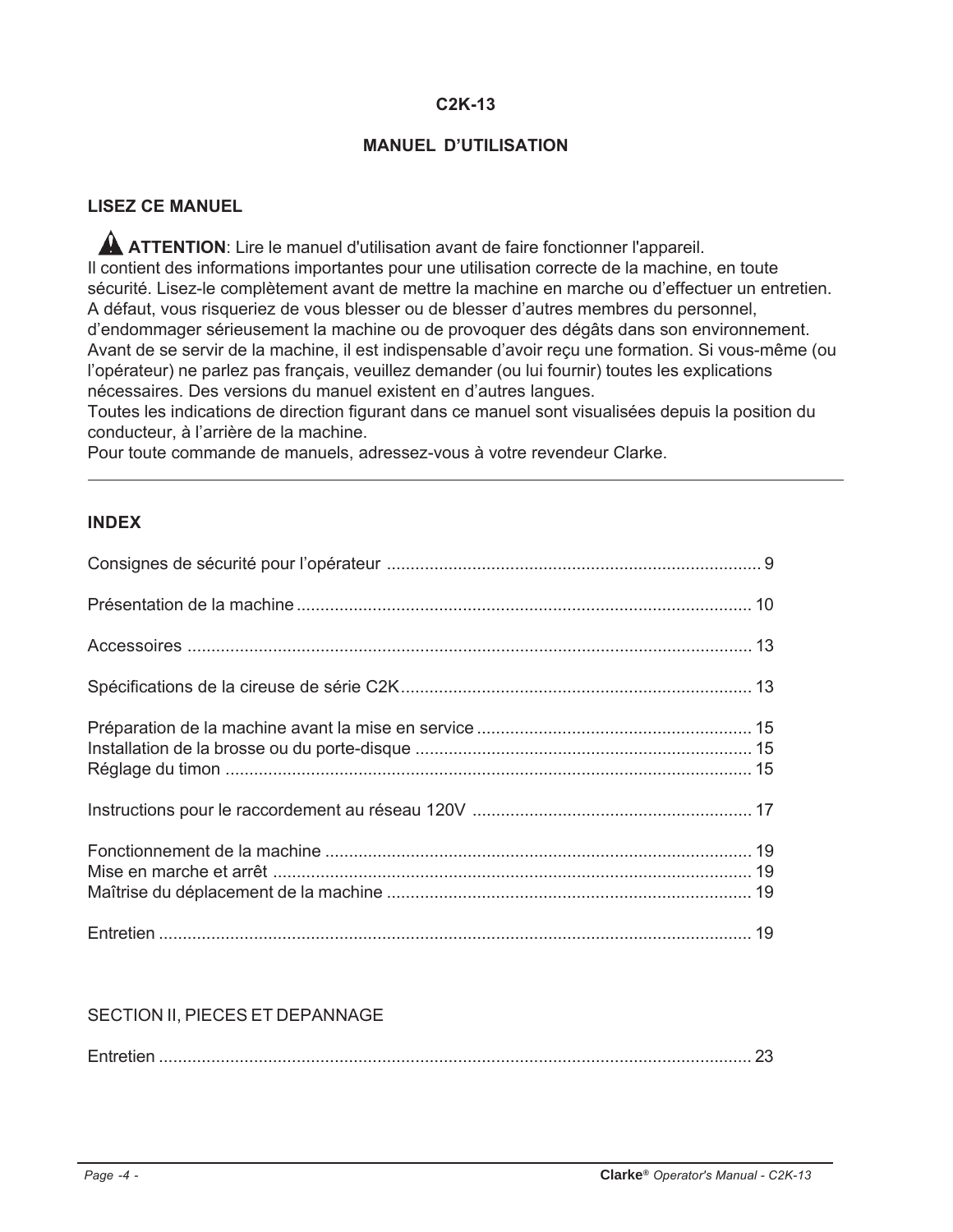**C2K-13**

**MANUEL D'UTILISATION**

## LISEZ CE MANUEL

⚠ **ATTENTION**: Lire le manuel d'utilisation avant de faire fonctionner l'appareil.
Il contient des informations importantes pour une utilisation correcte de la machine, en toute sécurité. Lisez-le complètement avant de mettre la machine en marche ou d'effectuer un entretien.
A défaut, vous risqueriez de vous blesser ou de blesser d'autres membres du personnel, d'endommager sérieusement la machine ou de provoquer des dégâts dans son environnement.
Avant de se servir de la machine, il est indispensable d'avoir reçu une formation. Si vous-même (ou l'opérateur) ne parlez pas français, veuillez demander (ou lui fournir) toutes les explications nécessaires. Des versions du manuel existent en d'autres langues.
Toutes les indications de direction figurant dans ce manuel sont visualisées depuis la position du conducteur, à l'arrière de la machine.
Pour toute commande de manuels, adressez-vous à votre revendeur Clarke.

---

## INDEX

Consignes de sécurité pour l'opérateur ..... 9

Présentation de la machine ..... 10

Accessoires ..... 13

Spécifications de la cireuse de série C2K ..... 13

Préparation de la machine avant la mise en service ..... 15
Installation de la brosse ou du porte-disque ..... 15
Réglage du timon ..... 15

Instructions pour le raccordement au réseau 120V ..... 17

Fonctionnement de la machine ..... 19
Mise en marche et arrêt ..... 19
Maîtrise du déplacement de la machine ..... 19

Entretien ..... 19

SECTION II, PIECES ET DEPANNAGE

Entretien ..... 23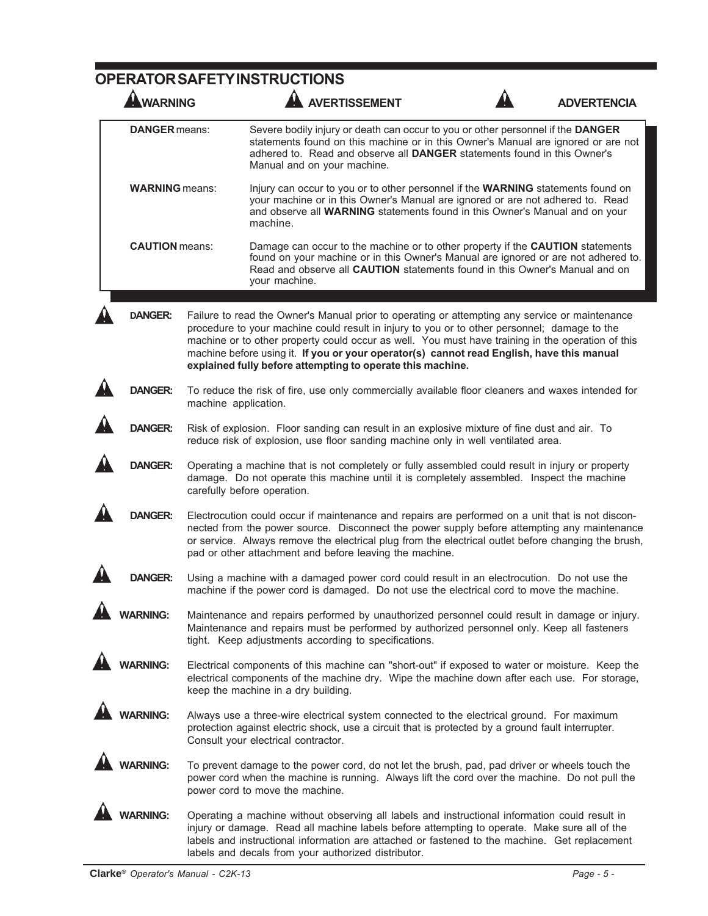# OPERATOR SAFETY INSTRUCTIONS

**WARNING** **AVERTISSEMENT** **ADVERTENCIA**

| | |
|---|---|
| **DANGER** means: | Severe bodily injury or death can occur to you or other personnel if the **DANGER** statements found on this machine or in this Owner's Manual are ignored or are not adhered to. Read and observe all **DANGER** statements found in this Owner's Manual and on your machine. |
| **WARNING** means: | Injury can occur to you or to other personnel if the **WARNING** statements found on your machine or in this Owner's Manual are ignored or are not adhered to. Read and observe all **WARNING** statements found in this Owner's Manual and on your machine. |
| **CAUTION** means: | Damage can occur to the machine or to other property if the **CAUTION** statements found on your machine or in this Owner's Manual are ignored or are not adhered to. Read and observe all **CAUTION** statements found in this Owner's Manual and on your machine. |

**DANGER:** Failure to read the Owner's Manual prior to operating or attempting any service or maintenance procedure to your machine could result in injury to you or to other personnel; damage to the machine or to other property could occur as well. You must have training in the operation of this machine before using it. **If you or your operator(s) cannot read English, have this manual explained fully before attempting to operate this machine.**

**DANGER:** To reduce the risk of fire, use only commercially available floor cleaners and waxes intended for machine application.

**DANGER:** Risk of explosion. Floor sanding can result in an explosive mixture of fine dust and air. To reduce risk of explosion, use floor sanding machine only in well ventilated area.

**DANGER:** Operating a machine that is not completely or fully assembled could result in injury or property damage. Do not operate this machine until it is completely assembled. Inspect the machine carefully before operation.

**DANGER:** Electrocution could occur if maintenance and repairs are performed on a unit that is not disconnected from the power source. Disconnect the power supply before attempting any maintenance or service. Always remove the electrical plug from the electrical outlet before changing the brush, pad or other attachment and before leaving the machine.

**DANGER:** Using a machine with a damaged power cord could result in an electrocution. Do not use the machine if the power cord is damaged. Do not use the electrical cord to move the machine.

**WARNING:** Maintenance and repairs performed by unauthorized personnel could result in damage or injury. Maintenance and repairs must be performed by authorized personnel only. Keep all fasteners tight. Keep adjustments according to specifications.

**WARNING:** Electrical components of this machine can "short-out" if exposed to water or moisture. Keep the electrical components of the machine dry. Wipe the machine down after each use. For storage, keep the machine in a dry building.

**WARNING:** Always use a three-wire electrical system connected to the electrical ground. For maximum protection against electric shock, use a circuit that is protected by a ground fault interrupter. Consult your electrical contractor.

**WARNING:** To prevent damage to the power cord, do not let the brush, pad, pad driver or wheels touch the power cord when the machine is running. Always lift the cord over the machine. Do not pull the power cord to move the machine.

**WARNING:** Operating a machine without observing all labels and instructional information could result in injury or damage. Read all machine labels before attempting to operate. Make sure all of the labels and instructional information are attached or fastened to the machine. Get replacement labels and decals from your authorized distributor.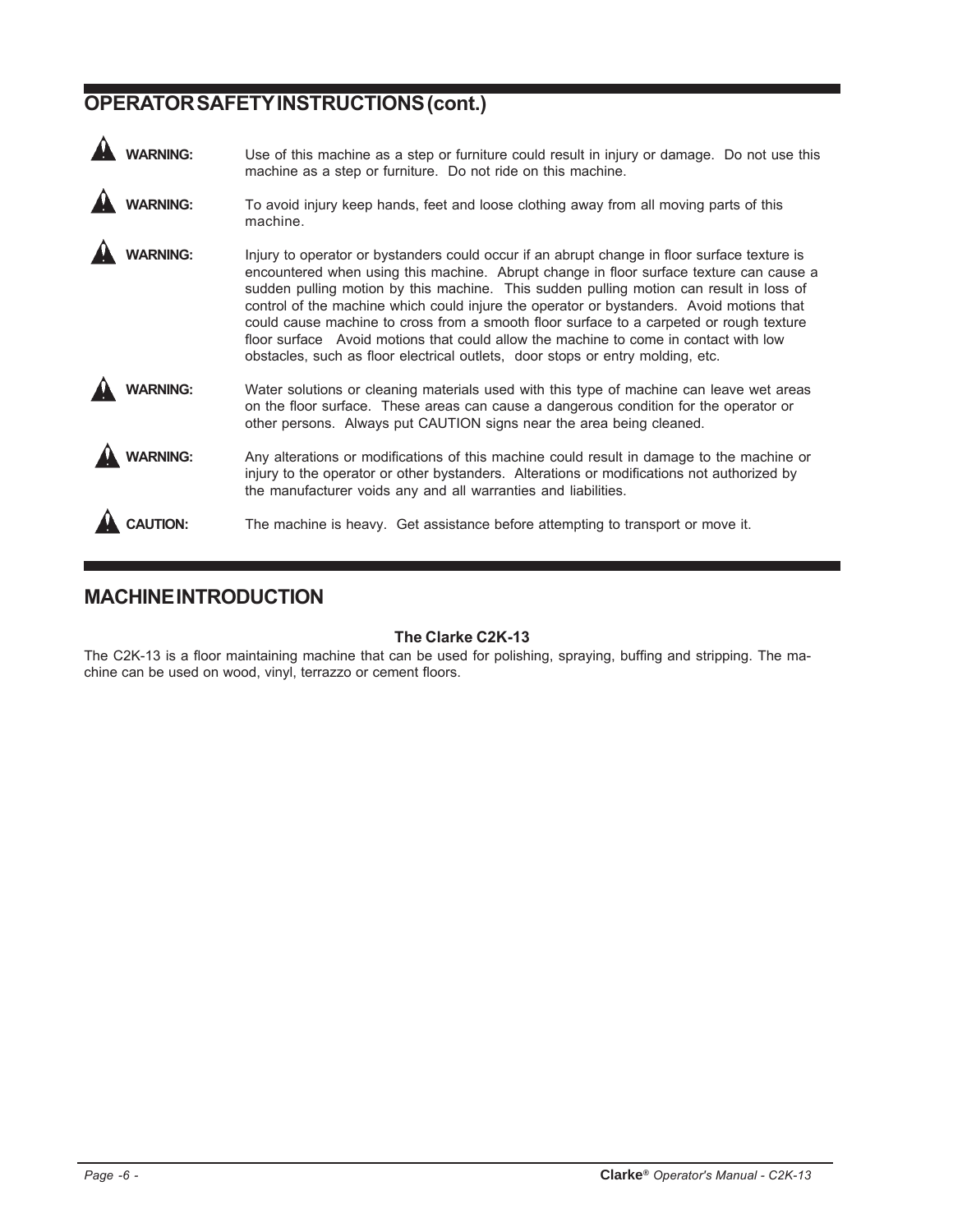## OPERATOR SAFETY INSTRUCTIONS (cont.)

**WARNING:** Use of this machine as a step or furniture could result in injury or damage. Do not use this machine as a step or furniture. Do not ride on this machine.

**WARNING:** To avoid injury keep hands, feet and loose clothing away from all moving parts of this machine.

**WARNING:** Injury to operator or bystanders could occur if an abrupt change in floor surface texture is encountered when using this machine. Abrupt change in floor surface texture can cause a sudden pulling motion by this machine. This sudden pulling motion can result in loss of control of the machine which could injure the operator or bystanders. Avoid motions that could cause machine to cross from a smooth floor surface to a carpeted or rough texture floor surface Avoid motions that could allow the machine to come in contact with low obstacles, such as floor electrical outlets, door stops or entry molding, etc.

**WARNING:** Water solutions or cleaning materials used with this type of machine can leave wet areas on the floor surface. These areas can cause a dangerous condition for the operator or other persons. Always put CAUTION signs near the area being cleaned.

**WARNING:** Any alterations or modifications of this machine could result in damage to the machine or injury to the operator or other bystanders. Alterations or modifications not authorized by the manufacturer voids any and all warranties and liabilities.

**CAUTION:** The machine is heavy. Get assistance before attempting to transport or move it.

## MACHINE INTRODUCTION

### The Clarke C2K-13

The C2K-13 is a floor maintaining machine that can be used for polishing, spraying, buffing and stripping. The machine can be used on wood, vinyl, terrazzo or cement floors.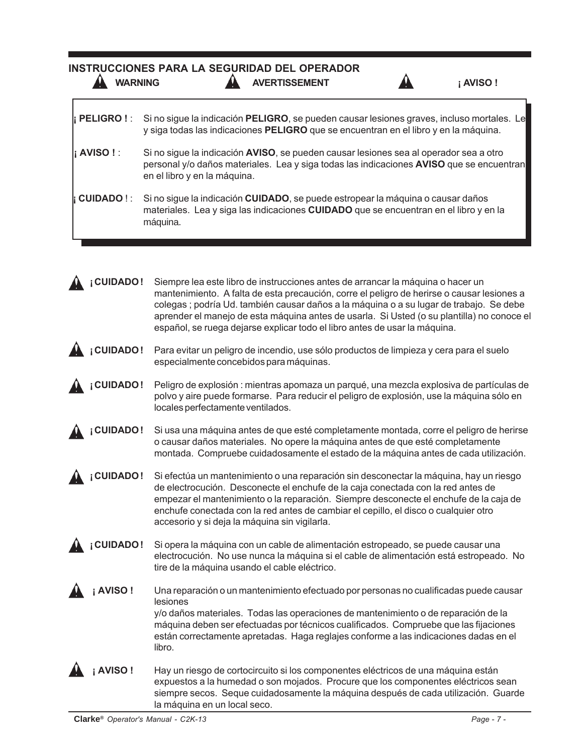## INSTRUCCIONES PARA LA SEGURIDAD DEL OPERADOR

**WARNING** **AVERTISSEMENT** **¡ AVISO !**

**¡ PELIGRO !** : Si no sigue la indicación **PELIGRO**, se pueden causar lesiones graves, incluso mortales. Le y siga todas las indicaciones **PELIGRO** que se encuentran en el libro y en la máquina.

**¡ AVISO !** : Si no sigue la indicación **AVISO**, se pueden causar lesiones sea al operador sea a otro personal y/o daños materiales. Lea y siga todas las indicaciones **AVISO** que se encuentran en el libro y en la máquina.

**¡ CUIDADO** ! : Si no sigue la indicación **CUIDADO**, se puede estropear la máquina o causar daños materiales. Lea y siga las indicaciones **CUIDADO** que se encuentran en el libro y en la máquina.

**¡ CUIDADO !** Siempre lea este libro de instrucciones antes de arrancar la máquina o hacer un mantenimiento. A falta de esta precaución, corre el peligro de herirse o causar lesiones a colegas ; podría Ud. también causar daños a la máquina o a su lugar de trabajo. Se debe aprender el manejo de esta máquina antes de usarla. Si Usted (o su plantilla) no conoce el español, se ruega dejarse explicar todo el libro antes de usar la máquina.

**¡ CUIDADO !** Para evitar un peligro de incendio, use sólo productos de limpieza y cera para el suelo especialmente concebidos para máquinas.

**¡ CUIDADO !** Peligro de explosión : mientras apomaza un parqué, una mezcla explosiva de partículas de polvo y aire puede formarse. Para reducir el peligro de explosión, use la máquina sólo en locales perfectamente ventilados.

**¡ CUIDADO !** Si usa una máquina antes de que esté completamente montada, corre el peligro de herirse o causar daños materiales. No opere la máquina antes de que esté completamente montada. Compruebe cuidadosamente el estado de la máquina antes de cada utilización.

**¡ CUIDADO !** Si efectúa un mantenimiento o una reparación sin desconectar la máquina, hay un riesgo de electrocución. Desconecte el enchufe de la caja conectada con la red antes de empezar el mantenimiento o la reparación. Siempre desconecte el enchufe de la caja de enchufe conectada con la red antes de cambiar el cepillo, el disco o cualquier otro accesorio y si deja la máquina sin vigilarla.

**¡ CUIDADO !** Si opera la máquina con un cable de alimentación estropeado, se puede causar una electrocución. No use nunca la máquina si el cable de alimentación está estropeado. No tire de la máquina usando el cable eléctrico.

**¡ AVISO !** Una reparación o un mantenimiento efectuado por personas no cualificadas puede causar lesiones y/o daños materiales. Todas las operaciones de mantenimiento o de reparación de la máquina deben ser efectuadas por técnicos cualificados. Compruebe que las fijaciones están correctamente apretadas. Haga reglajes conforme a las indicaciones dadas en el libro.

**¡ AVISO !** Hay un riesgo de cortocircuito si los componentes eléctricos de una máquina están expuestos a la humedad o son mojados. Procure que los componentes eléctricos sean siempre secos. Seque cuidadosamente la máquina después de cada utilización. Guarde la máquina en un local seco.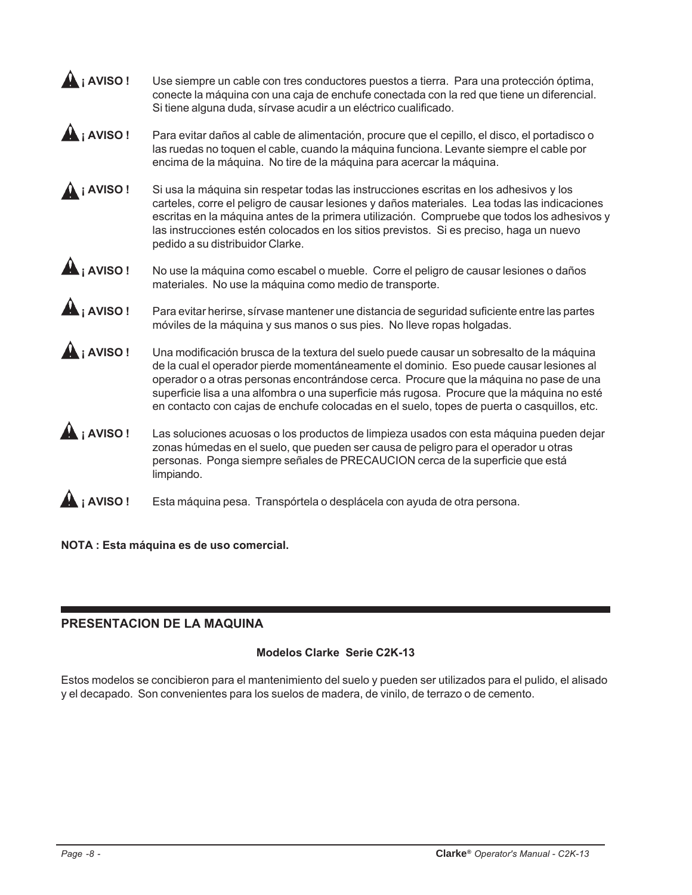**⚠ ¡ AVISO !** Use siempre un cable con tres conductores puestos a tierra. Para una protección óptima, conecte la máquina con una caja de enchufe conectada con la red que tiene un diferencial. Si tiene alguna duda, sírvase acudir a un eléctrico cualificado.

**⚠ ¡ AVISO !** Para evitar daños al cable de alimentación, procure que el cepillo, el disco, el portadisco o las ruedas no toquen el cable, cuando la máquina funciona. Levante siempre el cable por encima de la máquina. No tire de la máquina para acercar la máquina.

**⚠ ¡ AVISO !** Si usa la máquina sin respetar todas las instrucciones escritas en los adhesivos y los carteles, corre el peligro de causar lesiones y daños materiales. Lea todas las indicaciones escritas en la máquina antes de la primera utilización. Compruebe que todos los adhesivos y las instrucciones estén colocados en los sitios previstos. Si es preciso, haga un nuevo pedido a su distribuidor Clarke.

**⚠ ¡ AVISO !** No use la máquina como escabel o mueble. Corre el peligro de causar lesiones o daños materiales. No use la máquina como medio de transporte.

**⚠ ¡ AVISO !** Para evitar herirse, sírvase mantener une distancia de seguridad suficiente entre las partes móviles de la máquina y sus manos o sus pies. No lleve ropas holgadas.

**⚠ ¡ AVISO !** Una modificación brusca de la textura del suelo puede causar un sobresalto de la máquina de la cual el operador pierde momentáneamente el dominio. Eso puede causar lesiones al operador o a otras personas encontrándose cerca. Procure que la máquina no pase de una superficie lisa a una alfombra o una superficie más rugosa. Procure que la máquina no esté en contacto con cajas de enchufe colocadas en el suelo, topes de puerta o casquillos, etc.

**⚠ ¡ AVISO !** Las soluciones acuosas o los productos de limpieza usados con esta máquina pueden dejar zonas húmedas en el suelo, que pueden ser causa de peligro para el operador u otras personas. Ponga siempre señales de PRECAUCION cerca de la superficie que está limpiando.

**⚠ ¡ AVISO !** Esta máquina pesa. Transpórtela o desplácela con ayuda de otra persona.

**NOTA : Esta máquina es de uso comercial.**

## PRESENTACION DE LA MAQUINA

**Modelos Clarke Serie C2K-13**

Estos modelos se concibieron para el mantenimiento del suelo y pueden ser utilizados para el pulido, el alisado y el decapado. Son convenientes para los suelos de madera, de vinilo, de terrazo o de cemento.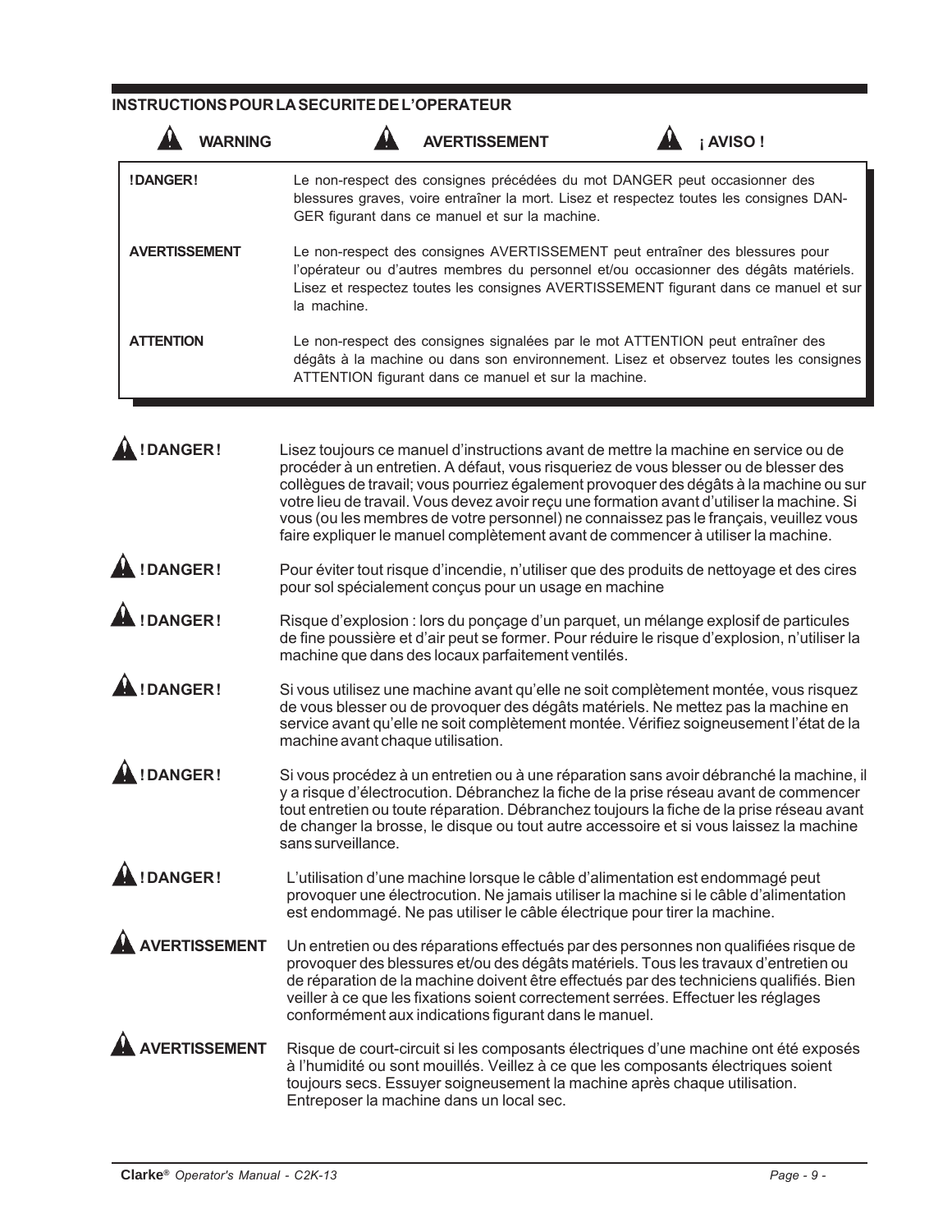## INSTRUCTIONS POUR LA SECURITE DE L'OPERATEUR

**WARNING** **AVERTISSEMENT** **¡ AVISO !**

| | |
|---|---|
| **!DANGER!** | Le non-respect des consignes précédées du mot DANGER peut occasionner des blessures graves, voire entraîner la mort. Lisez et respectez toutes les consignes DANGER figurant dans ce manuel et sur la machine. |
| **AVERTISSEMENT** | Le non-respect des consignes AVERTISSEMENT peut entraîner des blessures pour l'opérateur ou d'autres membres du personnel et/ou occasionner des dégâts matériels. Lisez et respectez toutes les consignes AVERTISSEMENT figurant dans ce manuel et sur la machine. |
| **ATTENTION** | Le non-respect des consignes signalées par le mot ATTENTION peut entraîner des dégâts à la machine ou dans son environnement. Lisez et observez toutes les consignes ATTENTION figurant dans ce manuel et sur la machine. |

**!DANGER!** Lisez toujours ce manuel d'instructions avant de mettre la machine en service ou de procéder à un entretien. A défaut, vous risqueriez de vous blesser ou de blesser des collègues de travail; vous pourriez également provoquer des dégâts à la machine ou sur votre lieu de travail. Vous devez avoir reçu une formation avant d'utiliser la machine. Si vous (ou les membres de votre personnel) ne connaissez pas le français, veuillez vous faire expliquer le manuel complètement avant de commencer à utiliser la machine.

**!DANGER!** Pour éviter tout risque d'incendie, n'utiliser que des produits de nettoyage et des cires pour sol spécialement conçus pour un usage en machine

**!DANGER!** Risque d'explosion : lors du ponçage d'un parquet, un mélange explosif de particules de fine poussière et d'air peut se former. Pour réduire le risque d'explosion, n'utiliser la machine que dans des locaux parfaitement ventilés.

**!DANGER!** Si vous utilisez une machine avant qu'elle ne soit complètement montée, vous risquez de vous blesser ou de provoquer des dégâts matériels. Ne mettez pas la machine en service avant qu'elle ne soit complètement montée. Vérifiez soigneusement l'état de la machine avant chaque utilisation.

**!DANGER!** Si vous procédez à un entretien ou à une réparation sans avoir débranché la machine, il y a risque d'électrocution. Débranchez la fiche de la prise réseau avant de commencer tout entretien ou toute réparation. Débranchez toujours la fiche de la prise réseau avant de changer la brosse, le disque ou tout autre accessoire et si vous laissez la machine sans surveillance.

**!DANGER!** L'utilisation d'une machine lorsque le câble d'alimentation est endommagé peut provoquer une électrocution. Ne jamais utiliser la machine si le câble d'alimentation est endommagé. Ne pas utiliser le câble électrique pour tirer la machine.

**AVERTISSEMENT** Un entretien ou des réparations effectués par des personnes non qualifiées risque de provoquer des blessures et/ou des dégâts matériels. Tous les travaux d'entretien ou de réparation de la machine doivent être effectués par des techniciens qualifiés. Bien veiller à ce que les fixations soient correctement serrées. Effectuer les réglages conformément aux indications figurant dans le manuel.

**AVERTISSEMENT** Risque de court-circuit si les composants électriques d'une machine ont été exposés à l'humidité ou sont mouillés. Veillez à ce que les composants électriques soient toujours secs. Essuyer soigneusement la machine après chaque utilisation. Entreposer la machine dans un local sec.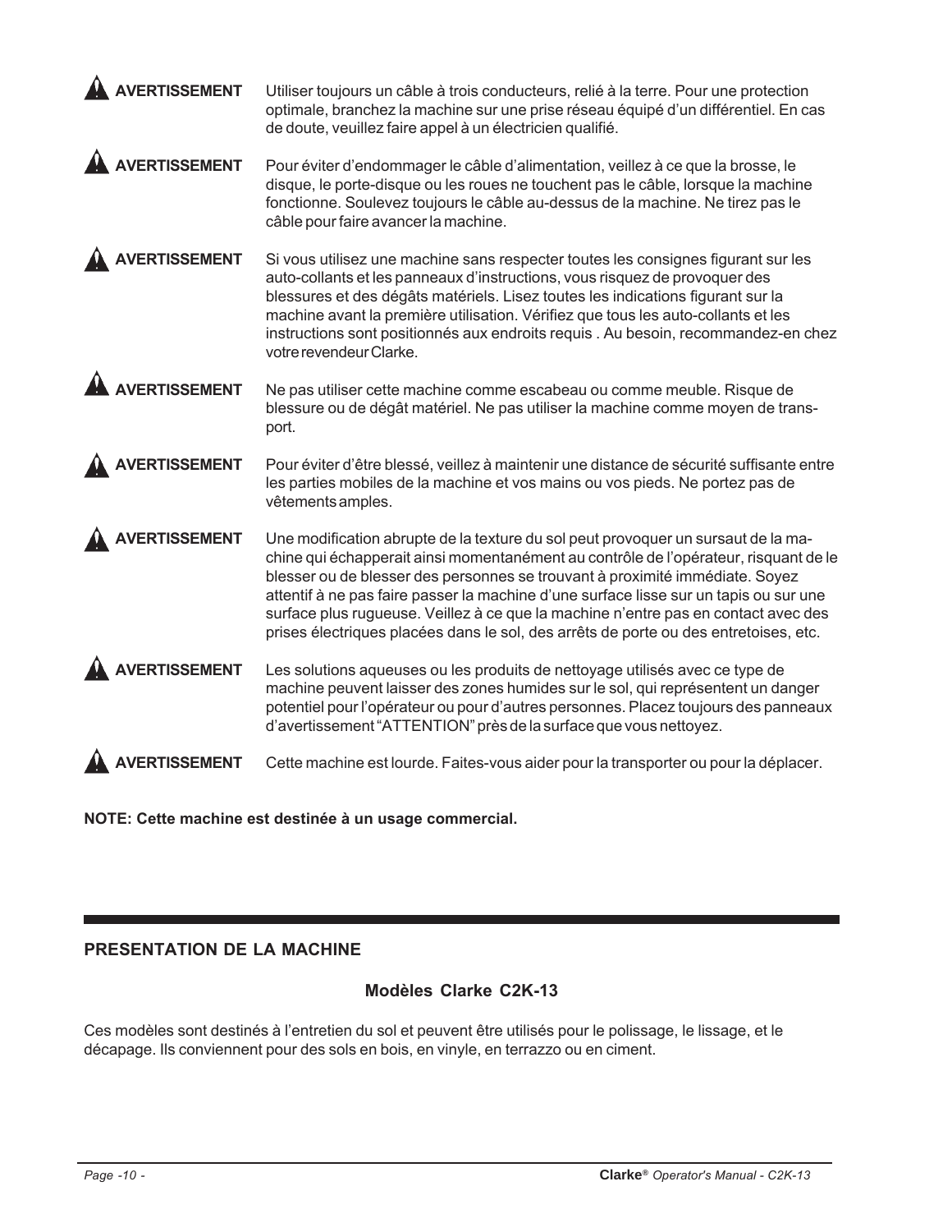**AVERTISSEMENT** Utiliser toujours un câble à trois conducteurs, relié à la terre. Pour une protection optimale, branchez la machine sur une prise réseau équipé d'un différentiel. En cas de doute, veuillez faire appel à un électricien qualifié.

**AVERTISSEMENT** Pour éviter d'endommager le câble d'alimentation, veillez à ce que la brosse, le disque, le porte-disque ou les roues ne touchent pas le câble, lorsque la machine fonctionne. Soulevez toujours le câble au-dessus de la machine. Ne tirez pas le câble pour faire avancer la machine.

**AVERTISSEMENT** Si vous utilisez une machine sans respecter toutes les consignes figurant sur les auto-collants et les panneaux d'instructions, vous risquez de provoquer des blessures et des dégâts matériels. Lisez toutes les indications figurant sur la machine avant la première utilisation. Vérifiez que tous les auto-collants et les instructions sont positionnés aux endroits requis . Au besoin, recommandez-en chez votre revendeur Clarke.

**AVERTISSEMENT** Ne pas utiliser cette machine comme escabeau ou comme meuble. Risque de blessure ou de dégât matériel. Ne pas utiliser la machine comme moyen de transport.

**AVERTISSEMENT** Pour éviter d'être blessé, veillez à maintenir une distance de sécurité suffisante entre les parties mobiles de la machine et vos mains ou vos pieds. Ne portez pas de vêtements amples.

**AVERTISSEMENT** Une modification abrupte de la texture du sol peut provoquer un sursaut de la machine qui échapperait ainsi momentanément au contrôle de l'opérateur, risquant de le blesser ou de blesser des personnes se trouvant à proximité immédiate. Soyez attentif à ne pas faire passer la machine d'une surface lisse sur un tapis ou sur une surface plus rugueuse. Veillez à ce que la machine n'entre pas en contact avec des prises électriques placées dans le sol, des arrêts de porte ou des entretoises, etc.

**AVERTISSEMENT** Les solutions aqueuses ou les produits de nettoyage utilisés avec ce type de machine peuvent laisser des zones humides sur le sol, qui représentent un danger potentiel pour l'opérateur ou pour d'autres personnes. Placez toujours des panneaux d'avertissement "ATTENTION" près de la surface que vous nettoyez.

**AVERTISSEMENT** Cette machine est lourde. Faites-vous aider pour la transporter ou pour la déplacer.

**NOTE: Cette machine est destinée à un usage commercial.**

## PRESENTATION DE LA MACHINE

### Modèles Clarke C2K-13

Ces modèles sont destinés à l'entretien du sol et peuvent être utilisés pour le polissage, le lissage, et le décapage. Ils conviennent pour des sols en bois, en vinyle, en terrazzo ou en ciment.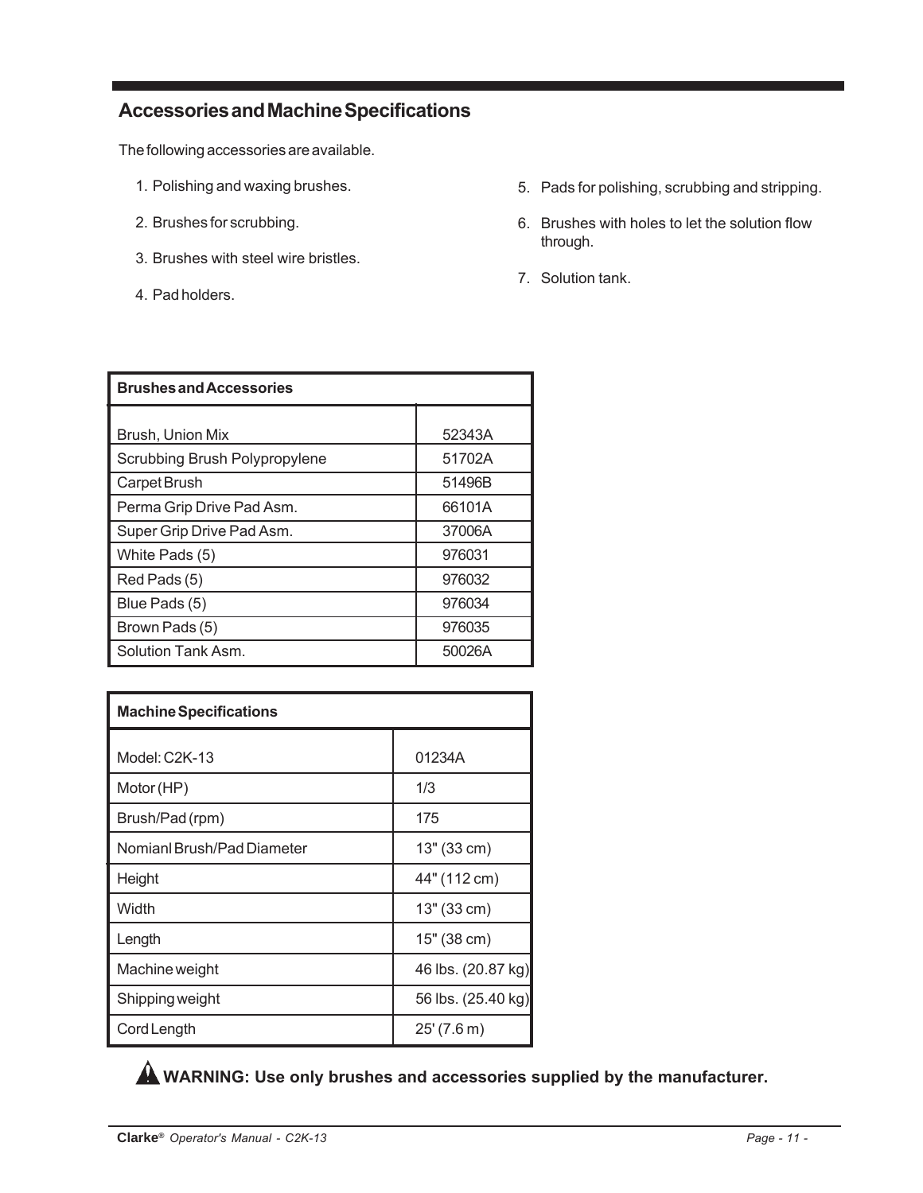## Accessories and Machine Specifications

The following accessories are available.

1. Polishing and waxing brushes.
2. Brushes for scrubbing.
3. Brushes with steel wire bristles.
4. Pad holders.
5. Pads for polishing, scrubbing and stripping.
6. Brushes with holes to let the solution flow through.
7. Solution tank.

| **Brushes and Accessories** | |
|---|---|
| Brush, Union Mix | 52343A |
| Scrubbing Brush Polypropylene | 51702A |
| Carpet Brush | 51496B |
| Perma Grip Drive Pad Asm. | 66101A |
| Super Grip Drive Pad Asm. | 37006A |
| White Pads (5) | 976031 |
| Red Pads (5) | 976032 |
| Blue Pads (5) | 976034 |
| Brown Pads (5) | 976035 |
| Solution Tank Asm. | 50026A |

| **Machine Specifications** | |
|---|---|
| Model: C2K-13 | 01234A |
| Motor (HP) | 1/3 |
| Brush/Pad (rpm) | 175 |
| Nomianl Brush/Pad Diameter | 13" (33 cm) |
| Height | 44" (112 cm) |
| Width | 13" (33 cm) |
| Length | 15" (38 cm) |
| Machine weight | 46 lbs. (20.87 kg) |
| Shipping weight | 56 lbs. (25.40 kg) |
| Cord Length | 25' (7.6 m) |

**WARNING: Use only brushes and accessories supplied by the manufacturer.**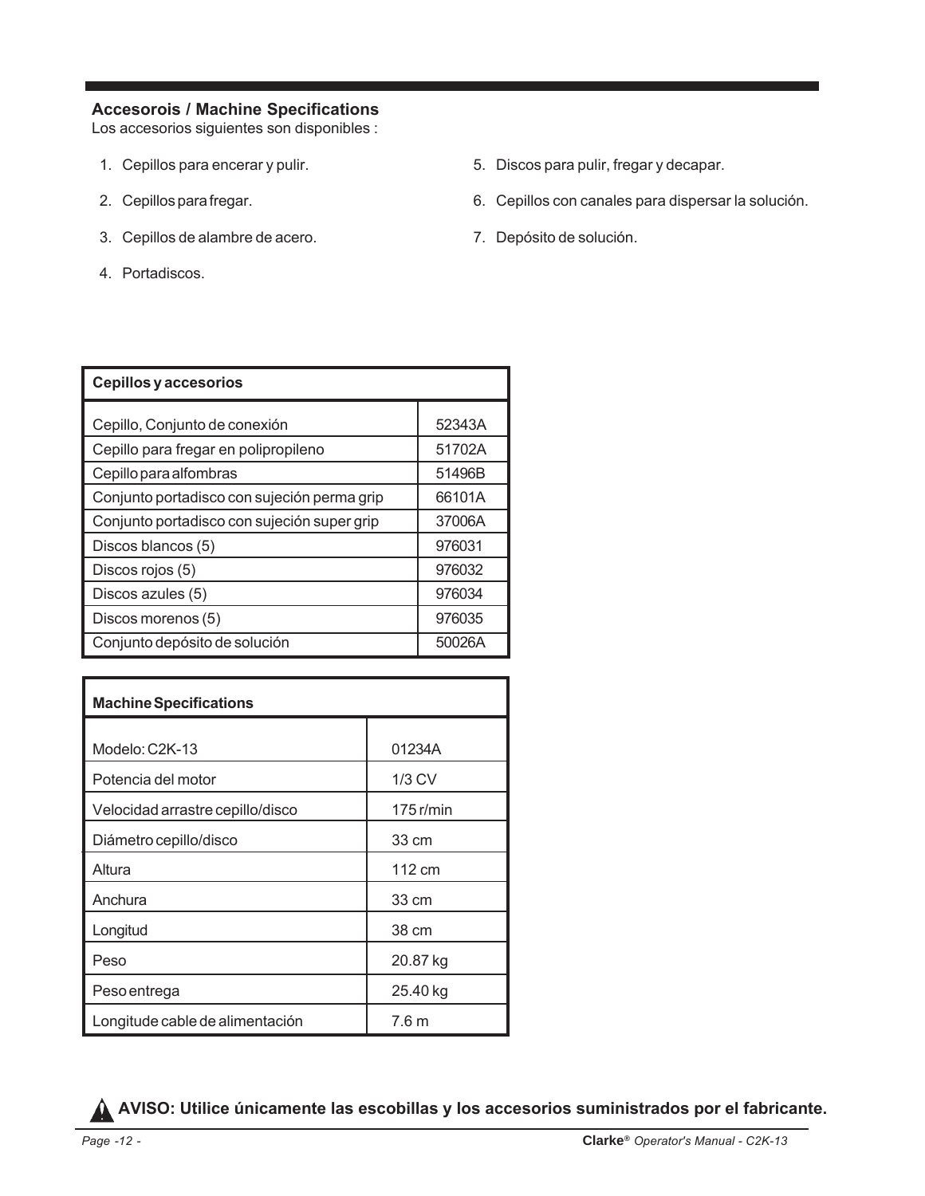## Accesorois / Machine Specifications

Los accesorios siguientes son disponibles :

1. Cepillos para encerar y pulir.
2. Cepillos para fregar.
3. Cepillos de alambre de acero.
4. Portadiscos.
5. Discos para pulir, fregar y decapar.
6. Cepillos con canales para dispersar la solución.
7. Depósito de solución.

| Cepillos y accesorios | |
|---|---|
| Cepillo, Conjunto de conexión | 52343A |
| Cepillo para fregar en polipropileno | 51702A |
| Cepillo para alfombras | 51496B |
| Conjunto portadisco con sujeción perma grip | 66101A |
| Conjunto portadisco con sujeción super grip | 37006A |
| Discos blancos (5) | 976031 |
| Discos rojos (5) | 976032 |
| Discos azules (5) | 976034 |
| Discos morenos (5) | 976035 |
| Conjunto depósito de solución | 50026A |

| Machine Specifications | |
|---|---|
| Modelo: C2K-13 | 01234A |
| Potencia del motor | 1/3 CV |
| Velocidad arrastre cepillo/disco | 175 r/min |
| Diámetro cepillo/disco | 33 cm |
| Altura | 112 cm |
| Anchura | 33 cm |
| Longitud | 38 cm |
| Peso | 20.87 kg |
| Peso entrega | 25.40 kg |
| Longitude cable de alimentación | 7.6 m |

**AVISO: Utilice únicamente las escobillas y los accesorios suministrados por el fabricante.**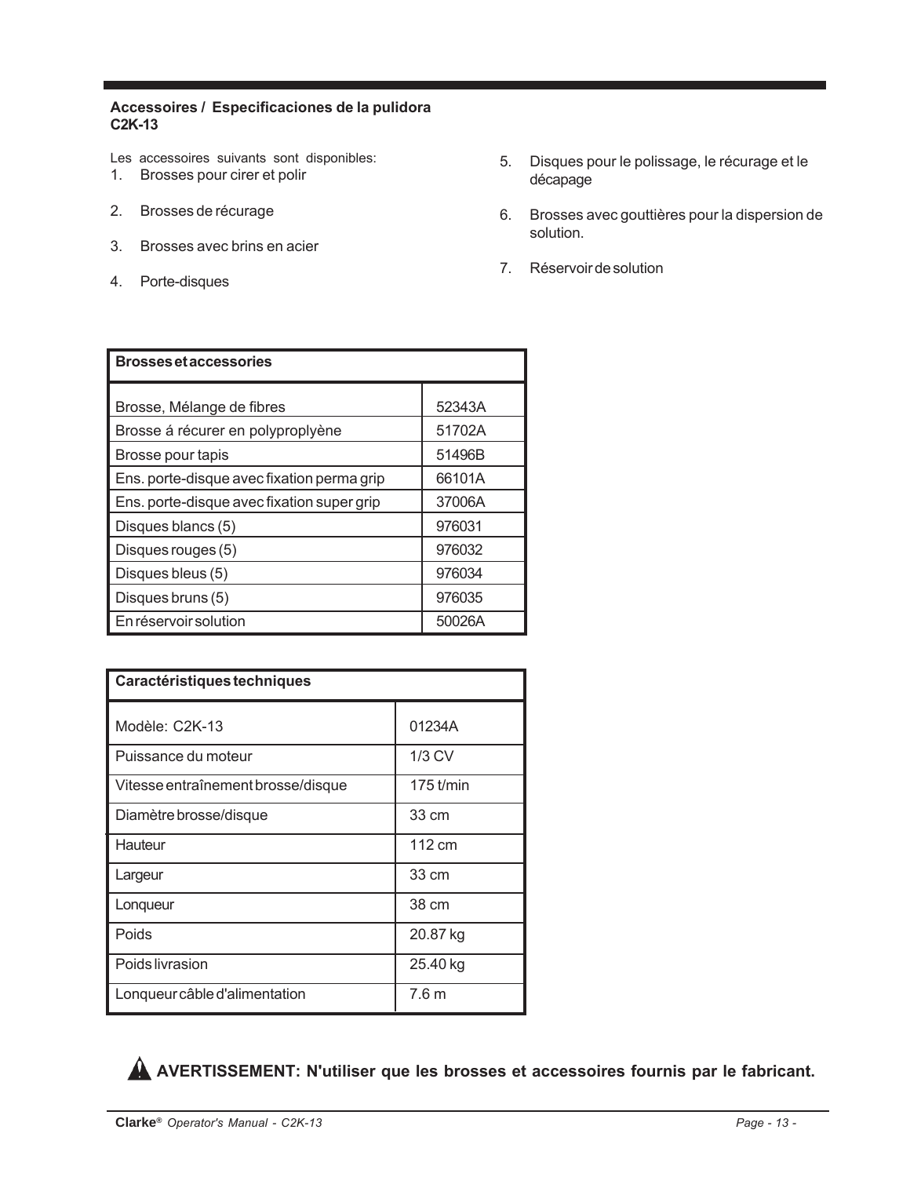### Accessoires / Especificaciones de la pulidora C2K-13

Les accessoires suivants sont disponibles:

1. Brosses pour cirer et polir
2. Brosses de récurage
3. Brosses avec brins en acier
4. Porte-disques
5. Disques pour le polissage, le récurage et le décapage
6. Brosses avec gouttières pour la dispersion de solution.
7. Réservoir de solution

| Brosses et accessories | |
|---|---|
| Brosse, Mélange de fibres | 52343A |
| Brosse á récurer en polyproplyène | 51702A |
| Brosse pour tapis | 51496B |
| Ens. porte-disque avec fixation perma grip | 66101A |
| Ens. porte-disque avec fixation super grip | 37006A |
| Disques blancs (5) | 976031 |
| Disques rouges (5) | 976032 |
| Disques bleus (5) | 976034 |
| Disques bruns (5) | 976035 |
| En réservoir solution | 50026A |

| Caractéristiques techniques | |
|---|---|
| Modèle: C2K-13 | 01234A |
| Puissance du moteur | 1/3 CV |
| Vitesse entraînement brosse/disque | 175 t/min |
| Diamètre brosse/disque | 33 cm |
| Hauteur | 112 cm |
| Largeur | 33 cm |
| Lonqueur | 38 cm |
| Poids | 20.87 kg |
| Poids livrasion | 25.40 kg |
| Lonqueur câble d'alimentation | 7.6 m |

**AVERTISSEMENT: N'utiliser que les brosses et accessoires fournis par le fabricant.**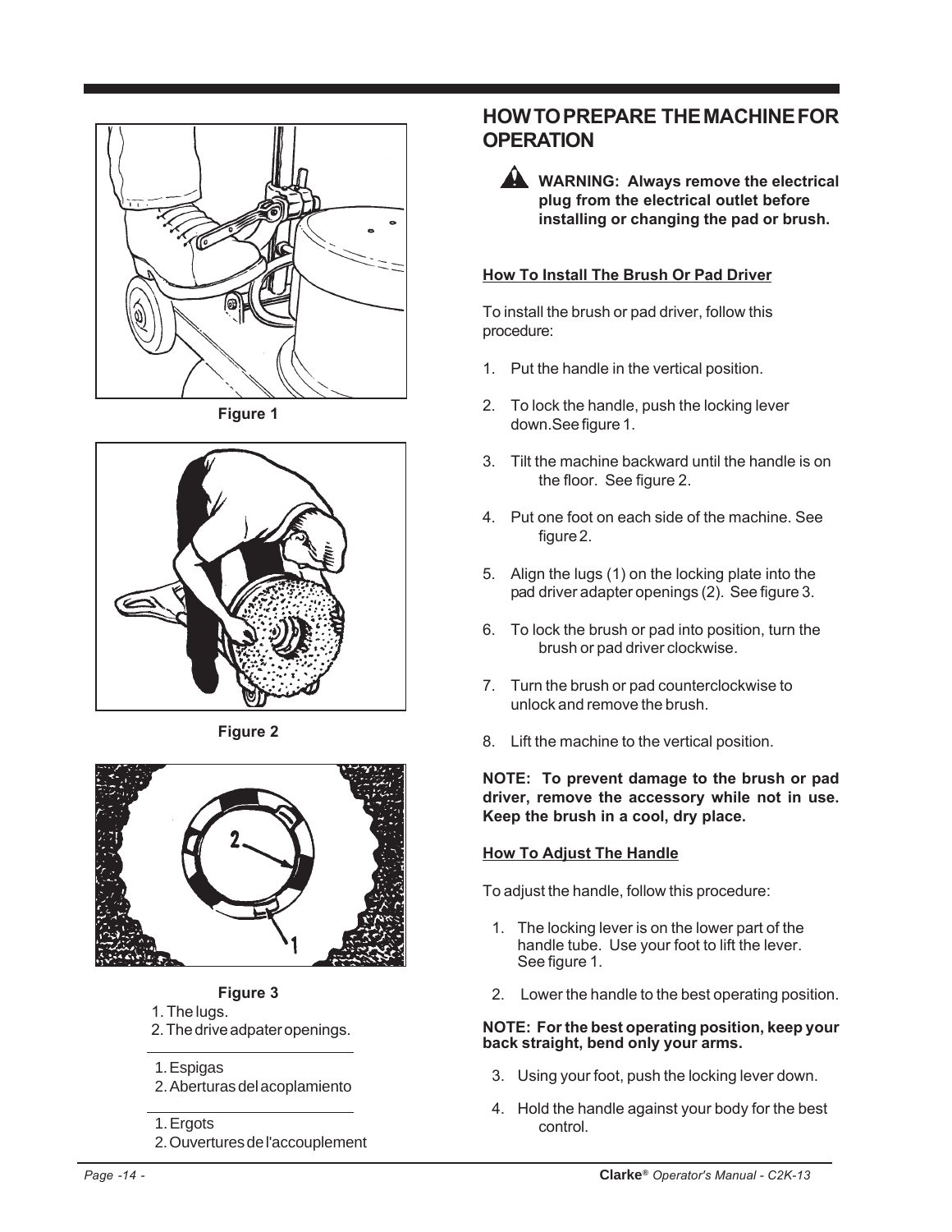Figure 1

Figure 2

Figure 3

1. The lugs.
2. The drive adpater openings.

1. Espigas
2. Aberturas del acoplamiento

1. Ergots
2. Ouvertures de l'accouplement

## HOW TO PREPARE THE MACHINE FOR OPERATION

**WARNING: Always remove the electrical plug from the electrical outlet before installing or changing the pad or brush.**

**How To Install The Brush Or Pad Driver**

To install the brush or pad driver, follow this procedure:

1. Put the handle in the vertical position.
2. To lock the handle, push the locking lever down.See figure 1.
3. Tilt the machine backward until the handle is on the floor. See figure 2.
4. Put one foot on each side of the machine. See figure 2.
5. Align the lugs (1) on the locking plate into the pad driver adapter openings (2). See figure 3.
6. To lock the brush or pad into position, turn the brush or pad driver clockwise.
7. Turn the brush or pad counterclockwise to unlock and remove the brush.
8. Lift the machine to the vertical position.

**NOTE: To prevent damage to the brush or pad driver, remove the accessory while not in use. Keep the brush in a cool, dry place.**

**How To Adjust The Handle**

To adjust the handle, follow this procedure:

1. The locking lever is on the lower part of the handle tube. Use your foot to lift the lever. See figure 1.
2. Lower the handle to the best operating position.

**NOTE: For the best operating position, keep your back straight, bend only your arms.**

3. Using your foot, push the locking lever down.
4. Hold the handle against your body for the best control.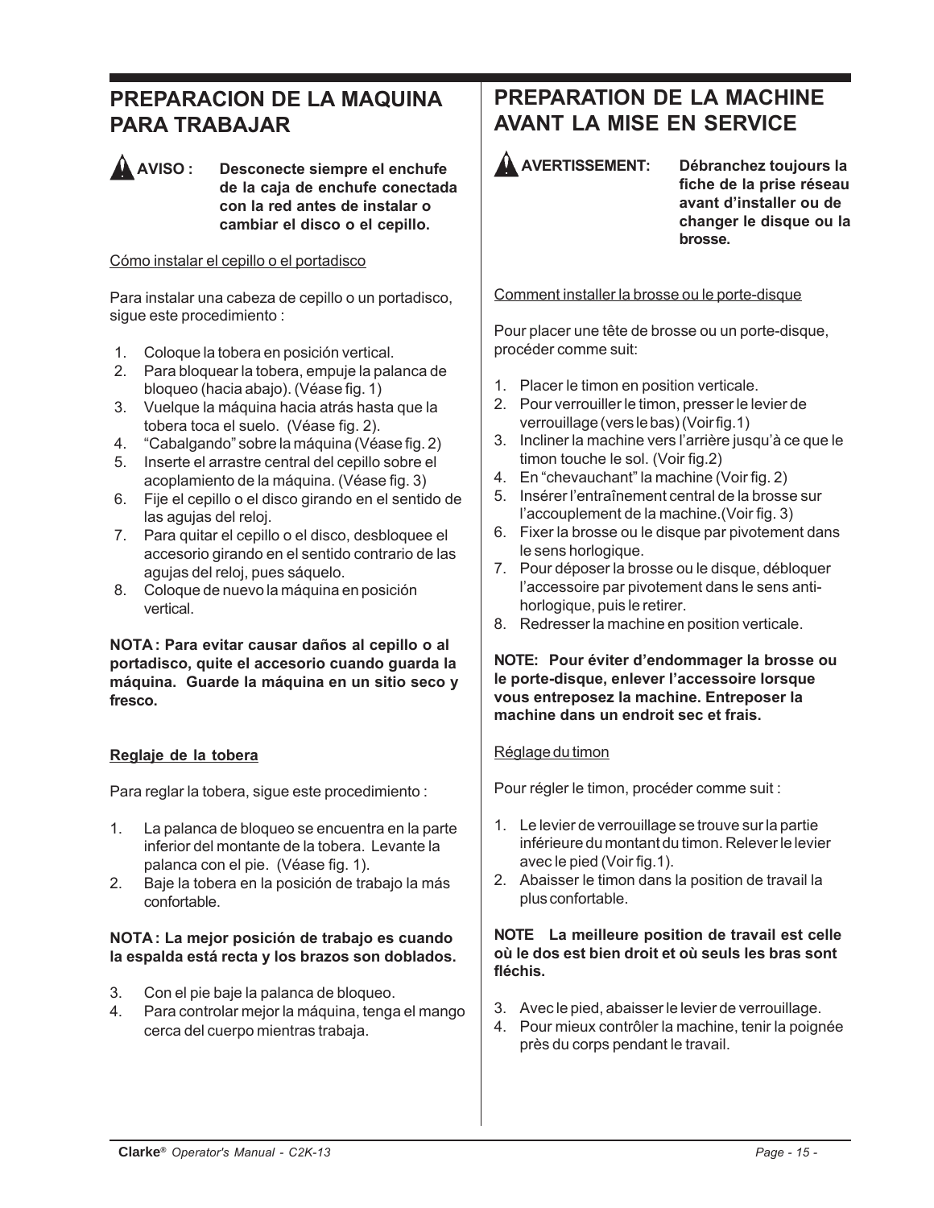## PREPARACION DE LA MAQUINA PARA TRABAJAR

**AVISO :** **Desconecte siempre el enchufe de la caja de enchufe conectada con la red antes de instalar o cambiar el disco o el cepillo.**

Cómo instalar el cepillo o el portadisco

Para instalar una cabeza de cepillo o un portadisco, sigue este procedimiento :

1. Coloque la tobera en posición vertical.
2. Para bloquear la tobera, empuje la palanca de bloqueo (hacia abajo). (Véase fig. 1)
3. Vuelque la máquina hacia atrás hasta que la tobera toca el suelo. (Véase fig. 2).
4. "Cabalgando" sobre la máquina (Véase fig. 2)
5. Inserte el arrastre central del cepillo sobre el acoplamiento de la máquina. (Véase fig. 3)
6. Fije el cepillo o el disco girando en el sentido de las agujas del reloj.
7. Para quitar el cepillo o el disco, desbloquee el accesorio girando en el sentido contrario de las agujas del reloj, pues sáquelo.
8. Coloque de nuevo la máquina en posición vertical.

**NOTA : Para evitar causar daños al cepillo o al portadisco, quite el accesorio cuando guarda la máquina. Guarde la máquina en un sitio seco y fresco.**

**Reglaje de la tobera**

Para reglar la tobera, sigue este procedimiento :

1. La palanca de bloqueo se encuentra en la parte inferior del montante de la tobera. Levante la palanca con el pie. (Véase fig. 1).
2. Baje la tobera en la posición de trabajo la más confortable.

**NOTA : La mejor posición de trabajo es cuando la espalda está recta y los brazos son doblados.**

3. Con el pie baje la palanca de bloqueo.
4. Para controlar mejor la máquina, tenga el mango cerca del cuerpo mientras trabaja.

## PREPARATION DE LA MACHINE AVANT LA MISE EN SERVICE

**AVERTISSEMENT:** **Débranchez toujours la fiche de la prise réseau avant d'installer ou de changer le disque ou la brosse.**

Comment installer la brosse ou le porte-disque

Pour placer une tête de brosse ou un porte-disque, procéder comme suit:

1. Placer le timon en position verticale.
2. Pour verrouiller le timon, presser le levier de verrouillage (vers le bas) (Voir fig.1)
3. Incliner la machine vers l'arrière jusqu'à ce que le timon touche le sol. (Voir fig.2)
4. En "chevauchant" la machine (Voir fig. 2)
5. Insérer l'entraînement central de la brosse sur l'accouplement de la machine.(Voir fig. 3)
6. Fixer la brosse ou le disque par pivotement dans le sens horlogique.
7. Pour déposer la brosse ou le disque, débloquer l'accessoire par pivotement dans le sens anti-horlogique, puis le retirer.
8. Redresser la machine en position verticale.

**NOTE: Pour éviter d'endommager la brosse ou le porte-disque, enlever l'accessoire lorsque vous entreposez la machine. Entreposer la machine dans un endroit sec et frais.**

Réglage du timon

Pour régler le timon, procéder comme suit :

1. Le levier de verrouillage se trouve sur la partie inférieure du montant du timon. Relever le levier avec le pied (Voir fig.1).
2. Abaisser le timon dans la position de travail la plus confortable.

**NOTE La meilleure position de travail est celle où le dos est bien droit et où seuls les bras sont fléchis.**

3. Avec le pied, abaisser le levier de verrouillage.
4. Pour mieux contrôler la machine, tenir la poignée près du corps pendant le travail.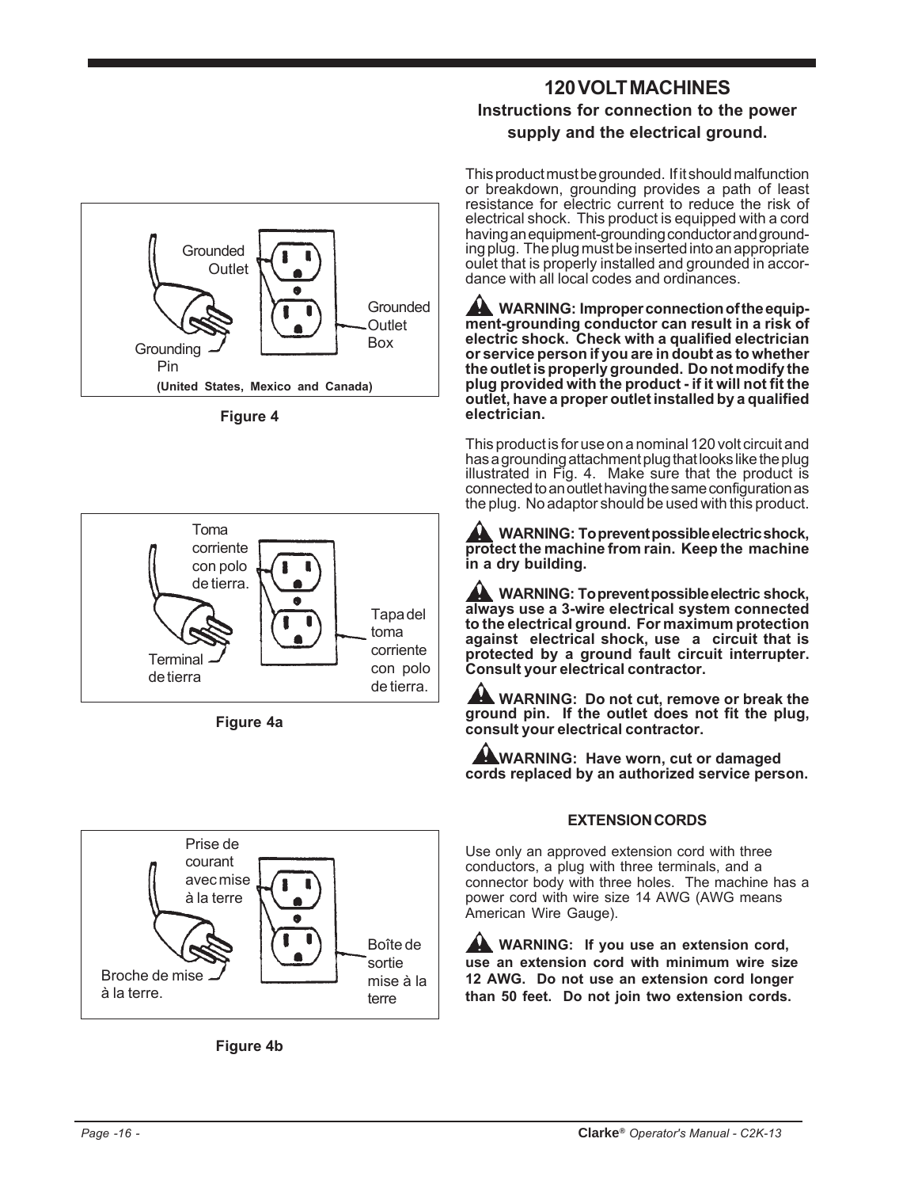## 120 VOLT MACHINES

### Instructions for connection to the power supply and the electrical ground.

This product must be grounded. If it should malfunction or breakdown, grounding provides a path of least resistance for electric current to reduce the risk of electrical shock. This product is equipped with a cord having an equipment-grounding conductor and grounding plug. The plug must be inserted into an appropriate oulet that is properly installed and grounded in accordance with all local codes and ordinances.

**WARNING: Improper connection of the equipment-grounding conductor can result in a risk of electric shock. Check with a qualified electrician or service person if you are in doubt as to whether the outlet is properly grounded. Do not modify the plug provided with the product - if it will not fit the outlet, have a proper outlet installed by a qualified electrician.**

This product is for use on a nominal 120 volt circuit and has a grounding attachment plug that looks like the plug illustrated in Fig. 4. Make sure that the product is connected to an outlet having the same configuration as the plug. No adaptor should be used with this product.

**WARNING: To prevent possible electric shock, protect the machine from rain. Keep the machine in a dry building.**

**WARNING: To prevent possible electric shock, always use a 3-wire electrical system connected to the electrical ground. For maximum protection against electrical shock, use a circuit that is protected by a ground fault circuit interrupter. Consult your electrical contractor.**

**WARNING: Do not cut, remove or break the ground pin. If the outlet does not fit the plug, consult your electrical contractor.**

**WARNING: Have worn, cut or damaged cords replaced by an authorized service person.**

Grounded Outlet

Grounding Pin

Grounded Outlet Box

(United States, Mexico and Canada)

**Figure 4**

Toma corriente con polo de tierra.

Terminal de tierra

Tapa del toma corriente con polo de tierra.

**Figure 4a**

Prise de courant avec mise à la terre

Broche de mise à la terre.

Boîte de sortie mise à la terre

**Figure 4b**

#### EXTENSION CORDS

Use only an approved extension cord with three conductors, a plug with three terminals, and a connector body with three holes. The machine has a power cord with wire size 14 AWG (AWG means American Wire Gauge).

**WARNING: If you use an extension cord, use an extension cord with minimum wire size 12 AWG. Do not use an extension cord longer than 50 feet. Do not join two extension cords.**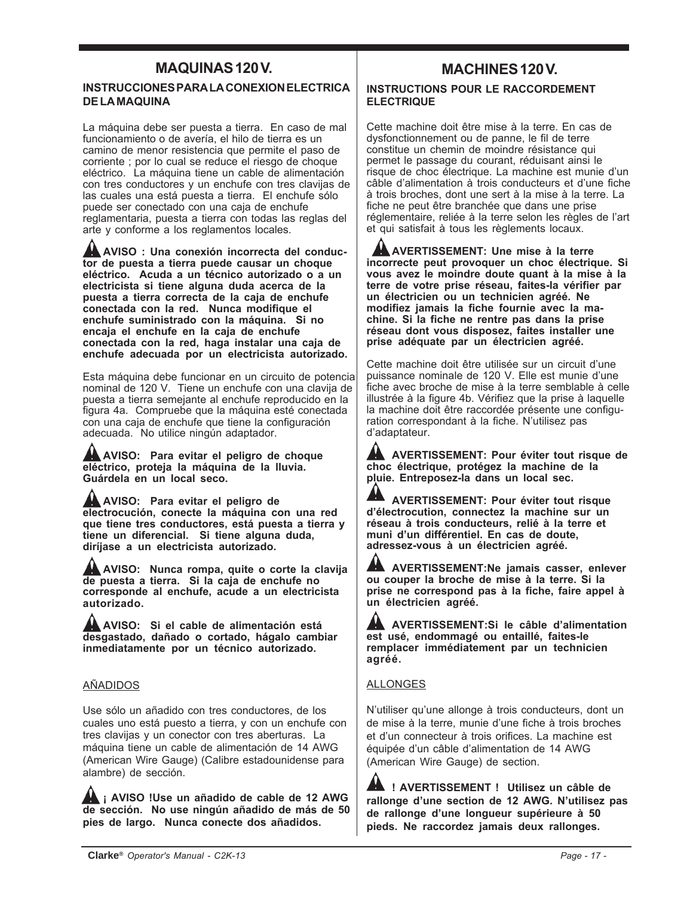## MAQUINAS 120 V.

### INSTRUCCIONES PARA LA CONEXION ELECTRICA DE LA MAQUINA

La máquina debe ser puesta a tierra. En caso de mal funcionamiento o de avería, el hilo de tierra es un camino de menor resistencia que permite el paso de corriente ; por lo cual se reduce el riesgo de choque eléctrico. La máquina tiene un cable de alimentación con tres conductores y un enchufe con tres clavijas de las cuales una está puesta a tierra. El enchufe sólo puede ser conectado con una caja de enchufe reglamentaria, puesta a tierra con todas las reglas del arte y conforme a los reglamentos locales.

**AVISO : Una conexión incorrecta del conductor de puesta a tierra puede causar un choque eléctrico. Acuda a un técnico autorizado o a un electricista si tiene alguna duda acerca de la puesta a tierra correcta de la caja de enchufe conectada con la red. Nunca modifique el enchufe suministrado con la máquina. Si no encaja el enchufe en la caja de enchufe conectada con la red, haga instalar una caja de enchufe adecuada por un electricista autorizado.**

Esta máquina debe funcionar en un circuito de potencia nominal de 120 V. Tiene un enchufe con una clavija de puesta a tierra semejante al enchufe reproducido en la figura 4a. Compruebe que la máquina esté conectada con una caja de enchufe que tiene la configuración adecuada. No utilice ningún adaptador.

**AVISO: Para evitar el peligro de choque eléctrico, proteja la máquina de la lluvia. Guárdela en un local seco.**

**AVISO: Para evitar el peligro de electrocución, conecte la máquina con una red que tiene tres conductores, está puesta a tierra y tiene un diferencial. Si tiene alguna duda, diríjase a un electricista autorizado.**

**AVISO: Nunca rompa, quite o corte la clavija de puesta a tierra. Si la caja de enchufe no corresponde al enchufe, acude a un electricista autorizado.**

**AVISO: Si el cable de alimentación está desgastado, dañado o cortado, hágalo cambiar inmediatamente por un técnico autorizado.**

AÑADIDOS

Use sólo un añadido con tres conductores, de los cuales uno está puesto a tierra, y con un enchufe con tres clavijas y un conector con tres aberturas. La máquina tiene un cable de alimentació de 14 AWG (American Wire Gauge) (Calibre estadounidense para alambre) de sección.

**¡ AVISO !Use un añadido de cable de 12 AWG de sección. No use ningún añadido de más de 50 pies de largo. Nunca conecte dos añadidos.**

## MACHINES 120 V.

### INSTRUCTIONS POUR LE RACCORDEMENT ELECTRIQUE

Cette machine doit être mise à la terre. En cas de dysfonctionnement ou de panne, le fil de terre constitue un chemin de moindre résistance qui permet le passage du courant, réduisant ainsi le risque de choc électrique. La machine est munie d'un câble d'alimentation à trois conducteurs et d'une fiche à trois broches, dont une sert à la mise à la terre. La fiche ne peut être branchée que dans une prise réglementaire, reliée à la terre selon les règles de l'art et qui satisfait à tous les règlements locaux.

**AVERTISSEMENT: Une mise à la terre incorrecte peut provoquer un choc électrique. Si vous avez le moindre doute quant à la mise à la terre de votre prise réseau, faites-la vérifier par un électricien ou un technicien agréé. Ne modifiez jamais la fiche fournie avec la machine. Si la fiche ne rentre pas dans la prise réseau dont vous disposez, faites installer une prise adéquate par un électricien agréé.**

Cette machine doit être utilisée sur un circuit d'une puissance nominale de 120 V. Elle est munie d'une fiche avec broche de mise à la terre semblable à celle illustrée à la figure 4b. Vérifiez que la prise à laquelle la machine doit être raccordée présente une configuration correspondant à la fiche. N'utilisez pas d'adaptateur.

**AVERTISSEMENT: Pour éviter tout risque de choc électrique, protégez la machine de la pluie. Entreposez-la dans un local sec.**

**AVERTISSEMENT: Pour éviter tout risque d'électrocution, connectez la machine sur un réseau à trois conducteurs, relié à la terre et muni d'un différentiel. En cas de doute, adressez-vous à un électricien agréé.**

**AVERTISSEMENT:Ne jamais casser, enlever ou couper la broche de mise à la terre. Si la prise ne correspond pas à la fiche, faire appel à un électricien agréé.**

**AVERTISSEMENT:Si le câble d'alimentation est usé, endommagé ou entaillé, faites-le remplacer immédiatement par un technicien agréé.**

ALLONGES

N'utiliser qu'une allonge à trois conducteurs, dont un de mise à la terre, munie d'une fiche à trois broches et d'un connecteur à trois orifices. La machine est équipée d'un câble d'alimentation de 14 AWG (American Wire Gauge) de section.

**! AVERTISSEMENT ! Utilisez un câble de rallonge d'une section de 12 AWG. N'utilisez pas de rallonge d'une longueur supérieure à 50 pieds. Ne raccordez jamais deux rallonges.**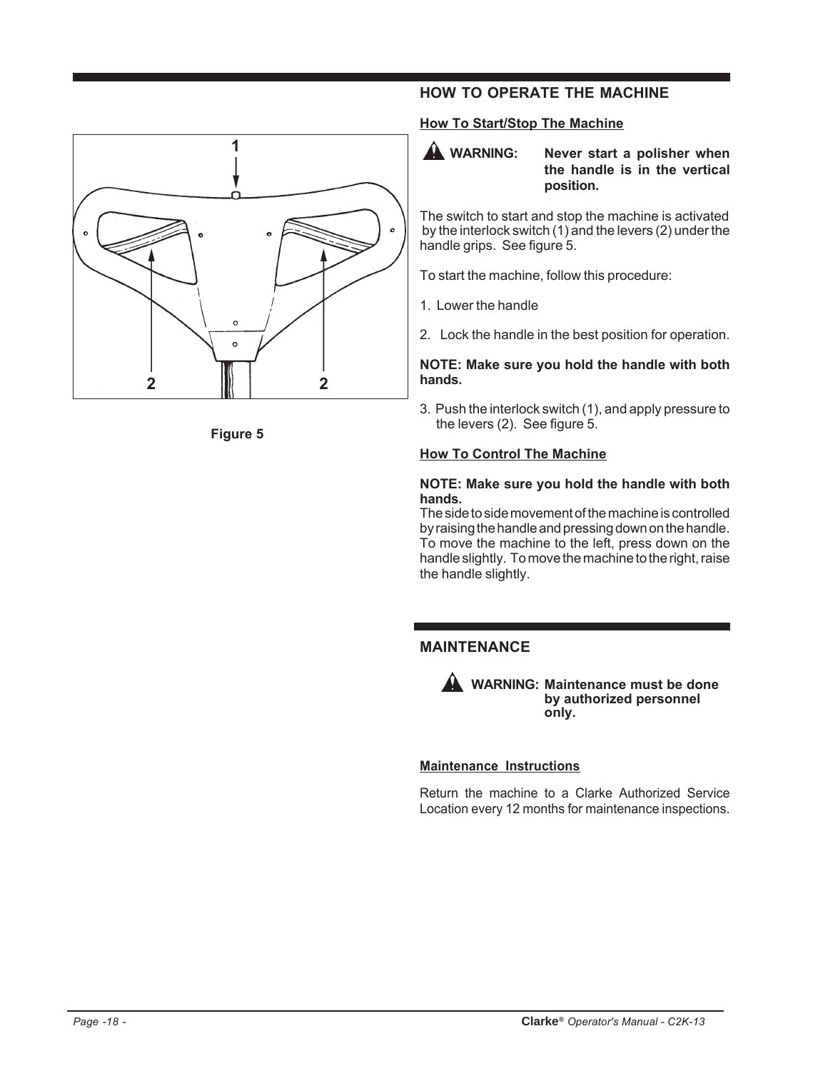Figure 5

## HOW TO OPERATE THE MACHINE

### How To Start/Stop The Machine

**WARNING: Never start a polisher when the handle is in the vertical position.**

The switch to start and stop the machine is activated by the interlock switch (1) and the levers (2) under the handle grips. See figure 5.

To start the machine, follow this procedure:

1. Lower the handle
2. Lock the handle in the best position for operation.

**NOTE: Make sure you hold the handle with both hands.**

3. Push the interlock switch (1), and apply pressure to the levers (2). See figure 5.

### How To Control The Machine

**NOTE: Make sure you hold the handle with both hands.**

The side to side movement of the machine is controlled by raising the handle and pressing down on the handle. To move the machine to the left, press down on the handle slightly. To move the machine to the right, raise the handle slightly.

## MAINTENANCE

**WARNING: Maintenance must be done by authorized personnel only.**

### Maintenance Instructions

Return the machine to a Clarke Authorized Service Location every 12 months for maintenance inspections.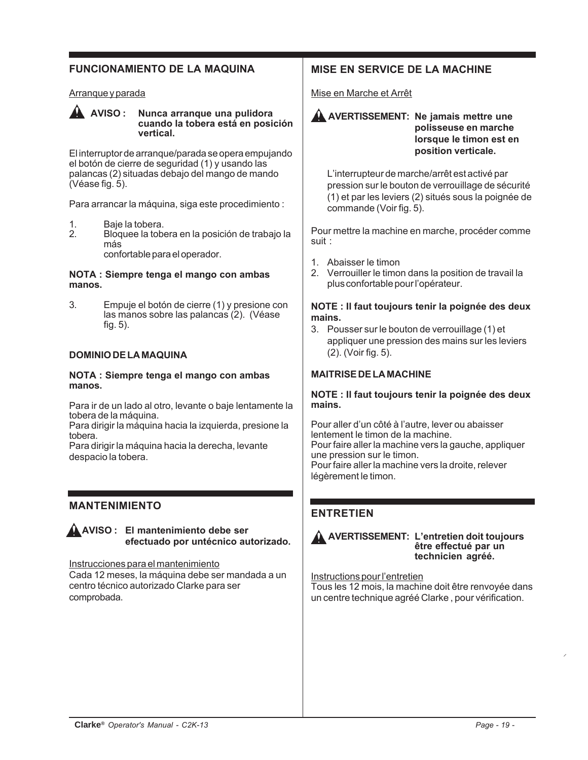## FUNCIONAMIENTO DE LA MAQUINA

Arranque y parada

**AVISO : Nunca arranque una pulidora cuando la tobera está en posición vertical.**

El interruptor de arranque/parada se opera empujando el botón de cierre de seguridad (1) y usando las palancas (2) situadas debajo del mango de mando (Véase fig. 5).

Para arrancar la máquina, siga este procedimiento :

1. Baje la tobera.
2. Bloquee la tobera en la posición de trabajo la más confortable para el operador.

**NOTA : Siempre tenga el mango con ambas manos.**

3. Empuje el botón de cierre (1) y presione con las manos sobre las palancas (2). (Véase fig. 5).

### DOMINIO DE LA MAQUINA

**NOTA : Siempre tenga el mango con ambas manos.**

Para ir de un lado al otro, levante o baje lentamente la tobera de la máquina.
Para dirigir la máquina hacia la izquierda, presione la tobera.
Para dirigir la máquina hacia la derecha, levante despacio la tobera.

## MANTENIMIENTO

**AVISO : El mantenimiento debe ser efectuado por untécnico autorizado.**

Instrucciones para el mantenimiento
Cada 12 meses, la máquina debe ser mandada a un centro técnico autorizado Clarke para ser comprobada.

## MISE EN SERVICE DE LA MACHINE

Mise en Marche et Arrêt

**AVERTISSEMENT: Ne jamais mettre une polisseuse en marche lorsque le timon est en position verticale.**

L'interrupteur de marche/arrêt est activé par pression sur le bouton de verrouillage de sécurité (1) et par les leviers (2) situés sous la poignée de commande (Voir fig. 5).

Pour mettre la machine en marche, procéder comme suit :

1. Abaisser le timon
2. Verrouiller le timon dans la position de travail la plus confortable pour l'opérateur.

**NOTE : Il faut toujours tenir la poignée des deux mains.**

3. Pousser sur le bouton de verrouillage (1) et appliquer une pression des mains sur les leviers (2). (Voir fig. 5).

### MAITRISE DE LA MACHINE

**NOTE : Il faut toujours tenir la poignée des deux mains.**

Pour aller d'un côté à l'autre, lever ou abaisser lentement le timon de la machine.
Pour faire aller la machine vers la gauche, appliquer une pression sur le timon.
Pour faire aller la machine vers la droite, relever légèrement le timon.

## ENTRETIEN

**AVERTISSEMENT: L'entretien doit toujours être effectué par un technicien agréé.**

Instructions pour l'entretien
Tous les 12 mois, la machine doit être renvoyée dans un centre technique agréé Clarke , pour vérification.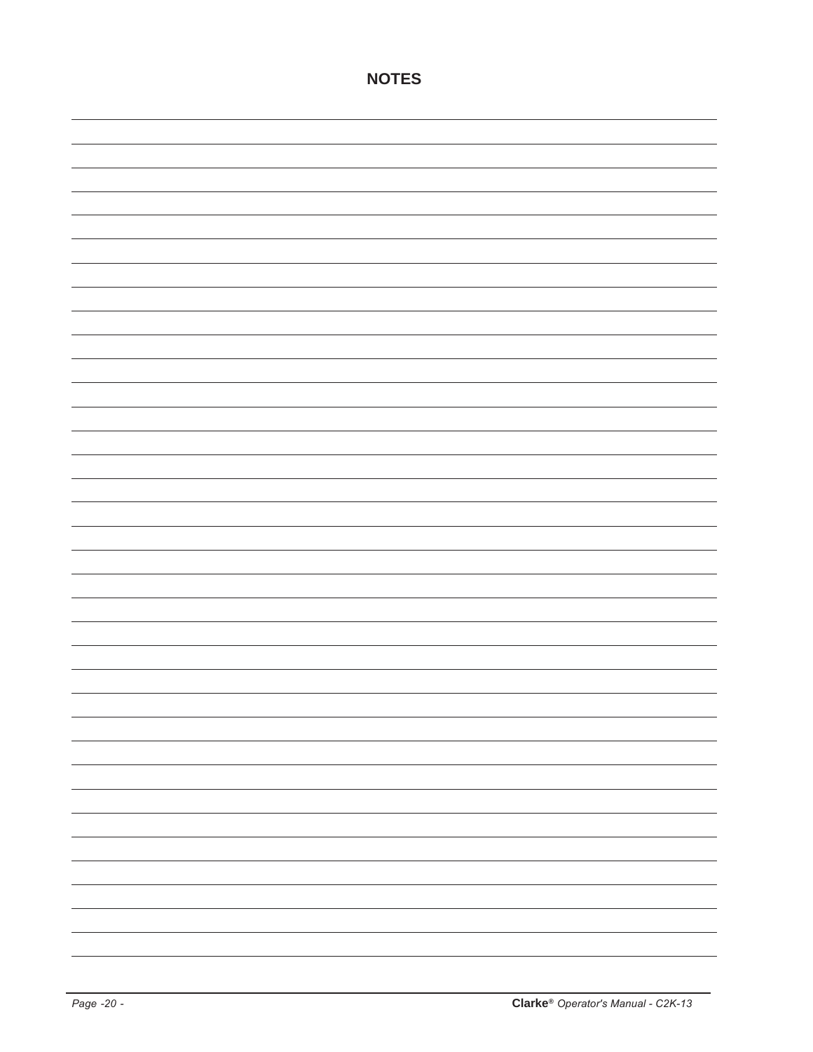# NOTES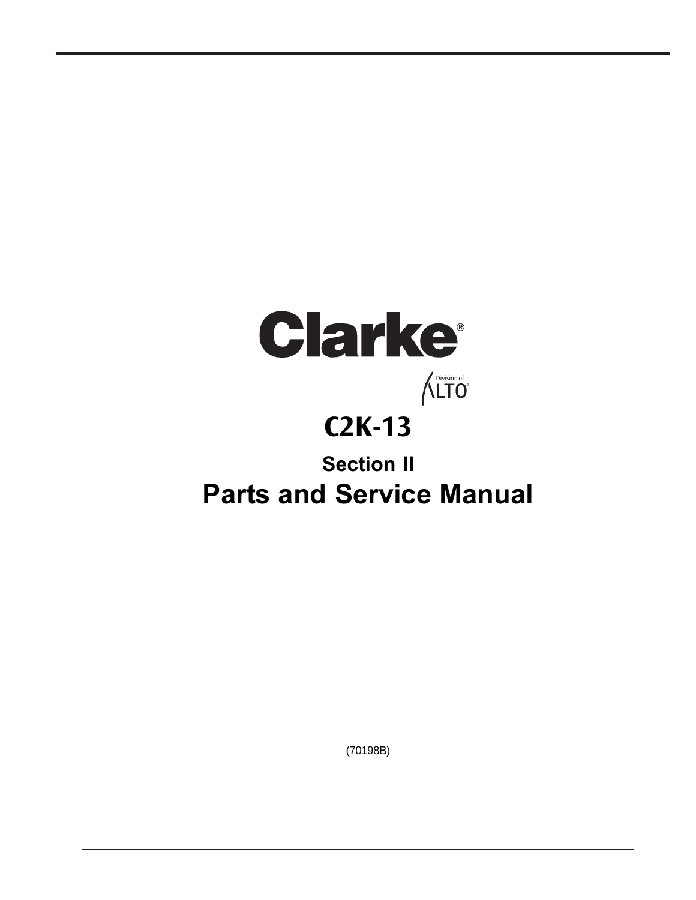# Clarke®

Division of ALTO®

## C2K-13

### Section II

# Parts and Service Manual

(70198B)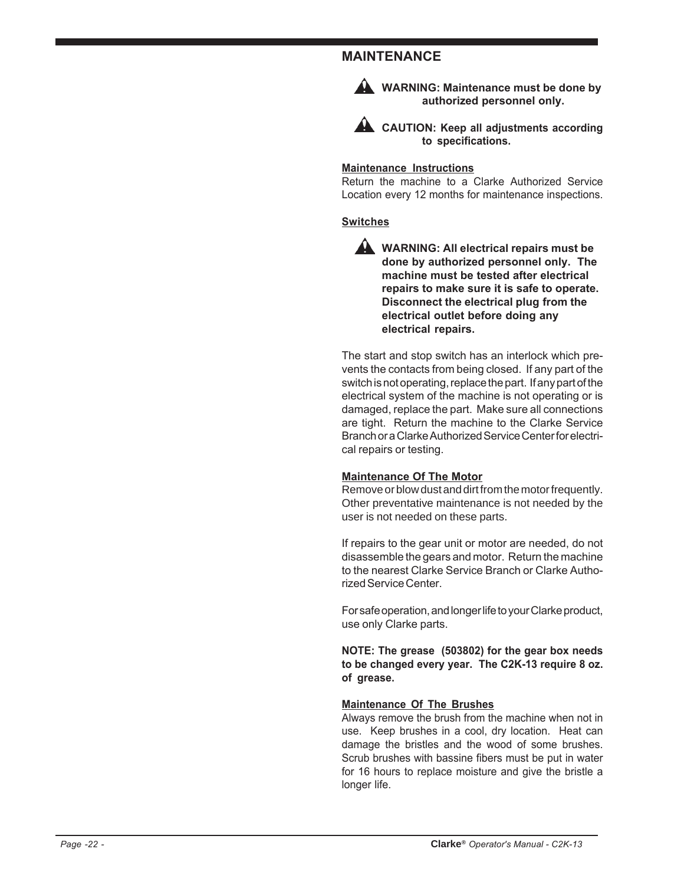## MAINTENANCE

**WARNING: Maintenance must be done by authorized personnel only.**

**CAUTION: Keep all adjustments according to specifications.**

### Maintenance Instructions

Return the machine to a Clarke Authorized Service Location every 12 months for maintenance inspections.

### Switches

**WARNING: All electrical repairs must be done by authorized personnel only. The machine must be tested after electrical repairs to make sure it is safe to operate. Disconnect the electrical plug from the electrical outlet before doing any electrical repairs.**

The start and stop switch has an interlock which prevents the contacts from being closed. If any part of the switch is not operating, replace the part. If any part of the electrical system of the machine is not operating or is damaged, replace the part. Make sure all connections are tight. Return the machine to the Clarke Service Branch or a Clarke Authorized Service Center for electrical repairs or testing.

### Maintenance Of The Motor

Remove or blow dust and dirt from the motor frequently. Other preventative maintenance is not needed by the user is not needed on these parts.

If repairs to the gear unit or motor are needed, do not disassemble the gears and motor. Return the machine to the nearest Clarke Service Branch or Clarke Authorized Service Center.

For safe operation, and longer life to your Clarke product, use only Clarke parts.

**NOTE: The grease (503802) for the gear box needs to be changed every year. The C2K-13 require 8 oz. of grease.**

### Maintenance Of The Brushes

Always remove the brush from the machine when not in use. Keep brushes in a cool, dry location. Heat can damage the bristles and the wood of some brushes. Scrub brushes with bassine fibers must be put in water for 16 hours to replace moisture and give the bristle a longer life.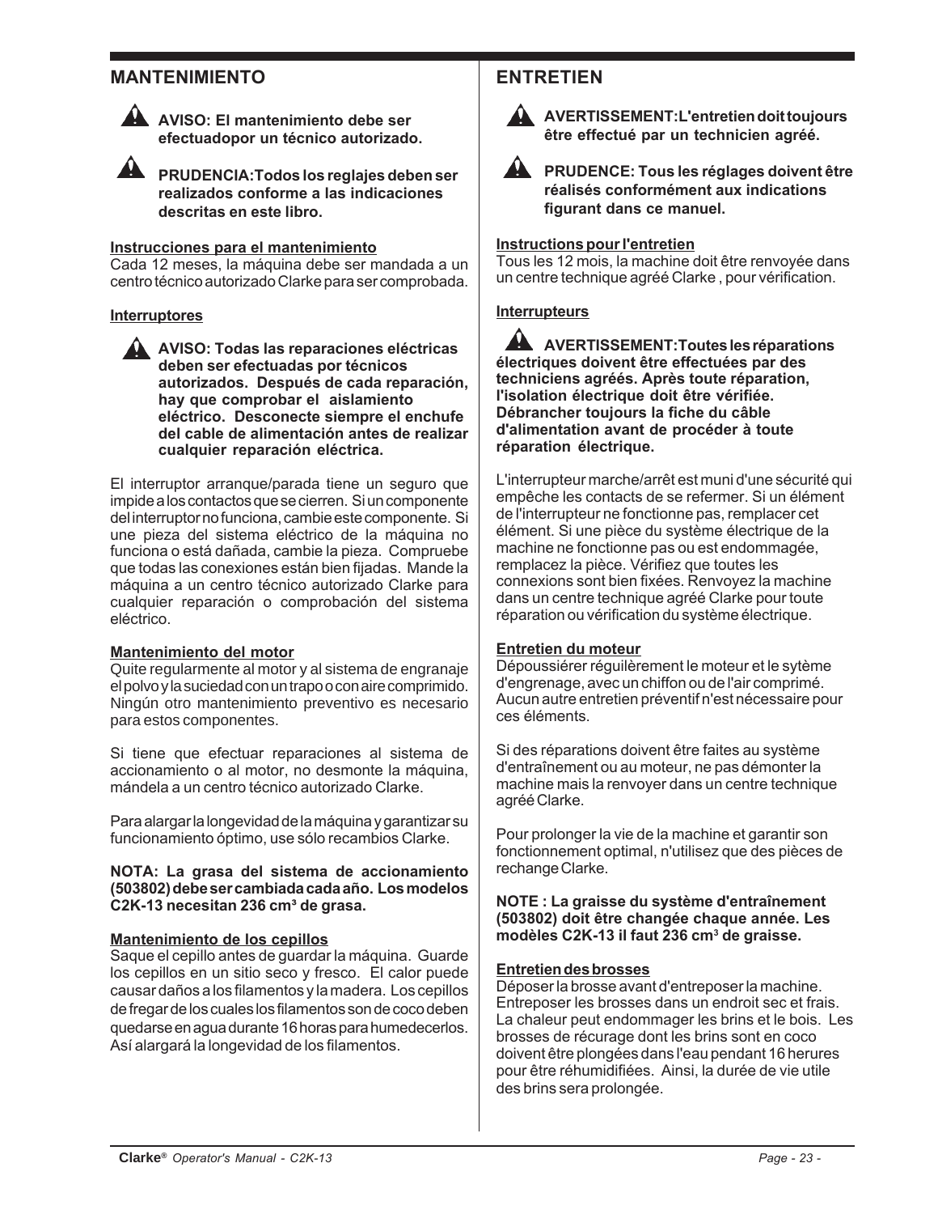## MANTENIMIENTO

**AVISO: El mantenimiento debe ser efectuadopor un técnico autorizado.**

**PRUDENCIA:Todos los reglajes deben ser realizados conforme a las indicaciones descritas en este libro.**

**Instrucciones para el mantenimiento**

Cada 12 meses, la máquina debe ser mandada a un centro técnico autorizado Clarke para ser comprobada.

**Interruptores**

**AVISO: Todas las reparaciones eléctricas deben ser efectuadas por técnicos autorizados. Después de cada reparación, hay que comprobar el aislamiento eléctrico. Desconecte siempre el enchufe del cable de alimentación antes de realizar cualquier reparación eléctrica.**

El interruptor arranque/parada tiene un seguro que impide a los contactos que se cierren. Si un componente del interruptor no funciona, cambie este componente. Si une pieza del sistema eléctrico de la máquina no funciona o está dañada, cambie la pieza. Compruebe que todas las conexiones están bien fijadas. Mande la máquina a un centro técnico autorizado Clarke para cualquier reparación o comprobación del sistema eléctrico.

**Mantenimiento del motor**

Quite regularmente al motor y al sistema de engranaje el polvo y la suciedad con un trapo o con aire comprimido. Ningún otro mantenimiento preventivo es necesario para estos componentes.

Si tiene que efectuar reparaciones al sistema de accionamiento o al motor, no desmonte la máquina, mándela a un centro técnico autorizado Clarke.

Para alargar la longevidad de la máquina y garantizar su funcionamiento óptimo, use sólo recambios Clarke.

**NOTA: La grasa del sistema de accionamiento (503802) debe ser cambiada cada año. Los modelos C2K-13 necesitan 236 cm³ de grasa.**

**Mantenimiento de los cepillos**

Saque el cepillo antes de guardar la máquina. Guarde los cepillos en un sitio seco y fresco. El calor puede causar daños a los filamentos y la madera. Los cepillos de fregar de los cuales los filamentos son de coco deben quedarse en agua durante 16 horas para humedecerlos. Así alargará la longevidad de los filamentos.

## ENTRETIEN

**AVERTISSEMENT:L'entretien doit toujours être effectué par un technicien agréé.**

**PRUDENCE: Tous les réglages doivent être réalisés conformément aux indications figurant dans ce manuel.**

**Instructions pour l'entretien**

Tous les 12 mois, la machine doit être renvoyée dans un centre technique agréé Clarke , pour vérification.

**Interrupteurs**

**AVERTISSEMENT:Toutes les réparations électriques doivent être effectuées par des techniciens agréés. Après toute réparation, l'isolation électrique doit être vérifiée. Débrancher toujours la fiche du câble d'alimentation avant de procéder à toute réparation électrique.**

L'interrupteur marche/arrêt est muni d'une sécurité qui empêche les contacts de se refermer. Si un élément de l'interrupteur ne fonctionne pas, remplacer cet élément. Si une pièce du système électrique de la machine ne fonctionne pas ou est endommagée, remplacez la pièce. Vérifiez que toutes les connexions sont bien fixées. Renvoyez la machine dans un centre technique agréé Clarke pour toute réparation ou vérification du système électrique.

**Entretien du moteur**

Dépoussiérer réguilèrement le moteur et le sytème d'engrenage, avec un chiffon ou de l'air comprimé. Aucun autre entretien préventif n'est nécessaire pour ces éléments.

Si des réparations doivent être faites au système d'entraînement ou au moteur, ne pas démonter la machine mais la renvoyer dans un centre technique agréé Clarke.

Pour prolonger la vie de la machine et garantir son fonctionnement optimal, n'utilisez que des pièces de rechange Clarke.

**NOTE : La graisse du système d'entraînement (503802) doit être changée chaque année. Les modèles C2K-13 il faut 236 cm³ de graisse.**

**Entretien des brosses**

Déposer la brosse avant d'entreposer la machine. Entreposer les brosses dans un endroit sec et frais. La chaleur peut endommager les brins et le bois. Les brosses de récurage dont les brins sont en coco doivent être plongées dans l'eau pendant 16 herures pour être réhumidifiées. Ainsi, la durée de vie utile des brins sera prolongée.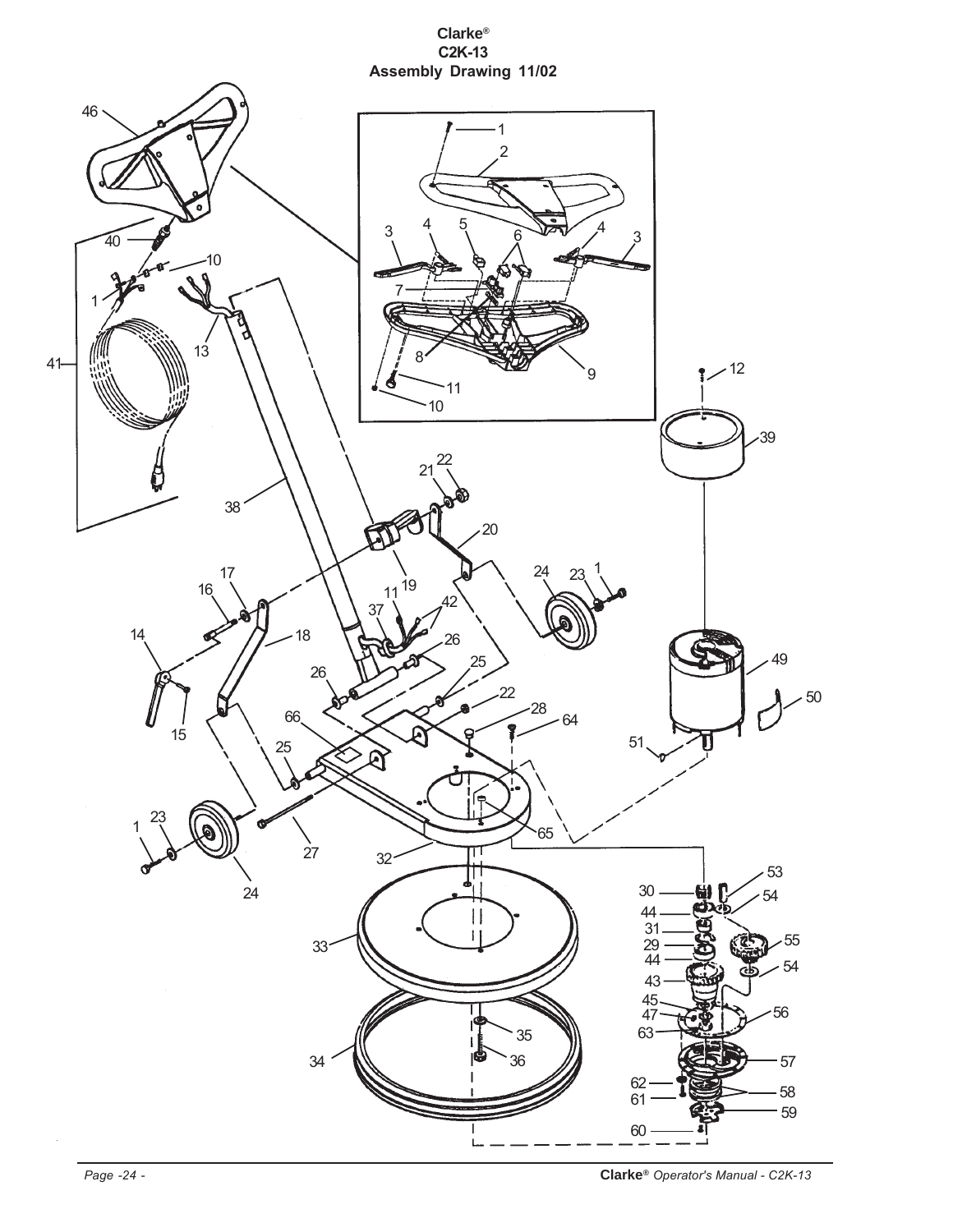# Clarke®
# C2K-13
# Assembly Drawing 11/02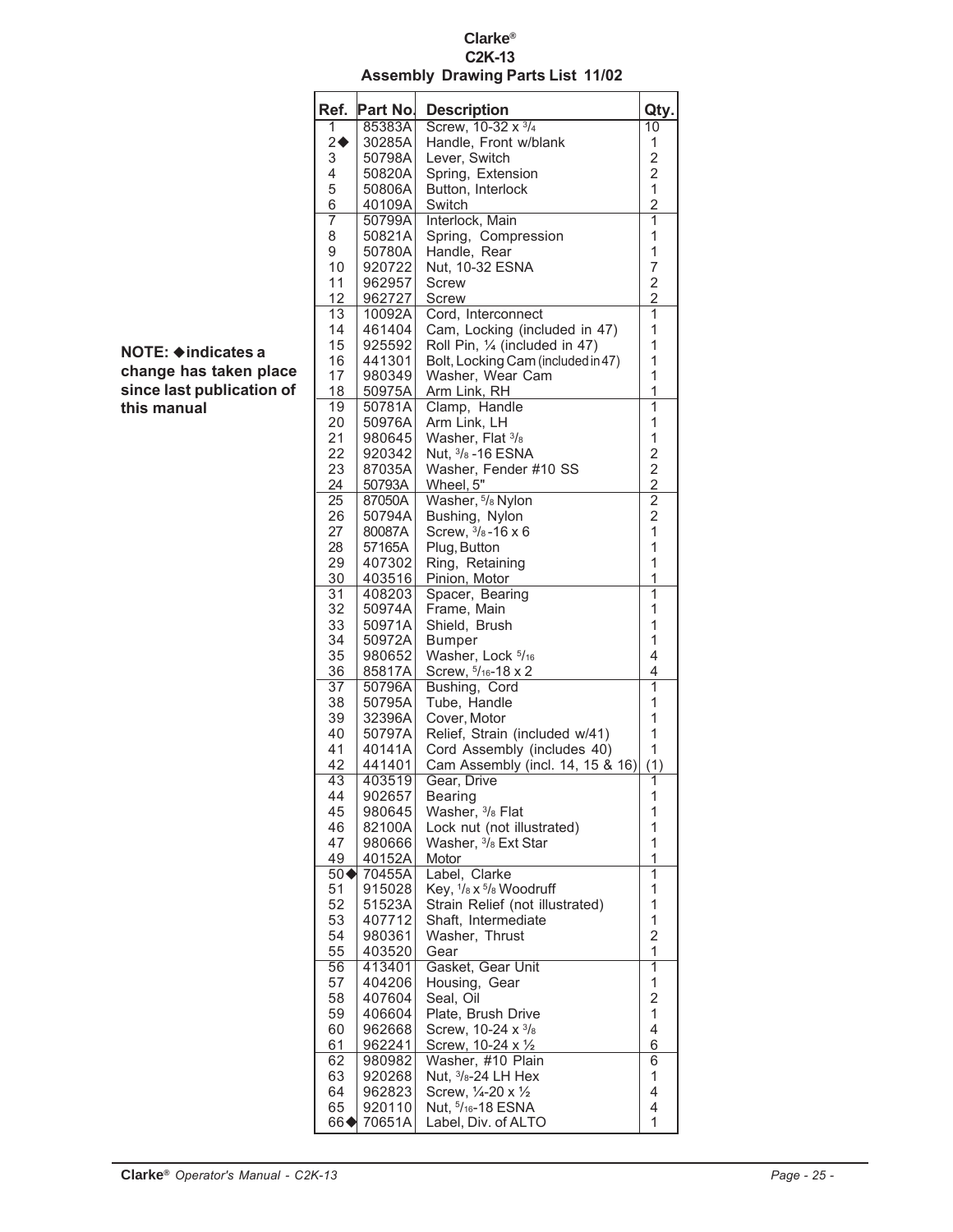# Clarke®
## C2K-13
## Assembly Drawing Parts List 11/02

**NOTE: ◆indicates a change has taken place since last publication of this manual**

| Ref. | Part No. | Description | Qty. |
|---|---|---|---|
| 1 | 85383A | Screw, 10-32 x 3/4 | 10 |
| 2◆ | 30285A | Handle, Front w/blank | 1 |
| 3 | 50798A | Lever, Switch | 2 |
| 4 | 50820A | Spring, Extension | 2 |
| 5 | 50806A | Button, Interlock | 1 |
| 6 | 40109A | Switch | 2 |
| 7 | 50799A | Interlock, Main | 1 |
| 8 | 50821A | Spring, Compression | 1 |
| 9 | 50780A | Handle, Rear | 1 |
| 10 | 920722 | Nut, 10-32 ESNA | 7 |
| 11 | 962957 | Screw | 2 |
| 12 | 962727 | Screw | 2 |
| 13 | 10092A | Cord, Interconnect | 1 |
| 14 | 461404 | Cam, Locking (included in 47) | 1 |
| 15 | 925592 | Roll Pin, ¼ (included in 47) | 1 |
| 16 | 441301 | Bolt, Locking Cam (included in 47) | 1 |
| 17 | 980349 | Washer, Wear Cam | 1 |
| 18 | 50975A | Arm Link, RH | 1 |
| 19 | 50781A | Clamp, Handle | 1 |
| 20 | 50976A | Arm Link, LH | 1 |
| 21 | 980645 | Washer, Flat 3/8 | 1 |
| 22 | 920342 | Nut, 3/8 -16 ESNA | 2 |
| 23 | 87035A | Washer, Fender #10 SS | 2 |
| 24 | 50793A | Wheel, 5" | 2 |
| 25 | 87050A | Washer, 5/8 Nylon | 2 |
| 26 | 50794A | Bushing, Nylon | 2 |
| 27 | 80087A | Screw, 3/8 -16 x 6 | 1 |
| 28 | 57165A | Plug, Button | 1 |
| 29 | 407302 | Ring, Retaining | 1 |
| 30 | 403516 | Pinion, Motor | 1 |
| 31 | 408203 | Spacer, Bearing | 1 |
| 32 | 50974A | Frame, Main | 1 |
| 33 | 50971A | Shield, Brush | 1 |
| 34 | 50972A | Bumper | 1 |
| 35 | 980652 | Washer, Lock 5/16 | 4 |
| 36 | 85817A | Screw, 5/16-18 x 2 | 4 |
| 37 | 50796A | Bushing, Cord | 1 |
| 38 | 50795A | Tube, Handle | 1 |
| 39 | 32396A | Cover, Motor | 1 |
| 40 | 50797A | Relief, Strain (included w/41) | 1 |
| 41 | 40141A | Cord Assembly (includes 40) | 1 |
| 42 | 441401 | Cam Assembly (incl. 14, 15 & 16) | (1) |
| 43 | 403519 | Gear, Drive | 1 |
| 44 | 902657 | Bearing | 1 |
| 45 | 980645 | Washer, 3/8 Flat | 1 |
| 46 | 82100A | Lock nut (not illustrated) | 1 |
| 47 | 980666 | Washer, 3/8 Ext Star | 1 |
| 49 | 40152A | Motor | 1 |
| 50◆ | 70455A | Label, Clarke | 1 |
| 51 | 915028 | Key, 1/8 x 5/8 Woodruff | 1 |
| 52 | 51523A | Strain Relief (not illustrated) | 1 |
| 53 | 407712 | Shaft, Intermediate | 1 |
| 54 | 980361 | Washer, Thrust | 2 |
| 55 | 403520 | Gear | 1 |
| 56 | 413401 | Gasket, Gear Unit | 1 |
| 57 | 404206 | Housing, Gear | 1 |
| 58 | 407604 | Seal, Oil | 2 |
| 59 | 406604 | Plate, Brush Drive | 1 |
| 60 | 962668 | Screw, 10-24 x 3/8 | 4 |
| 61 | 962241 | Screw, 10-24 x ½ | 6 |
| 62 | 980982 | Washer, #10 Plain | 6 |
| 63 | 920268 | Nut, 3/8-24 LH Hex | 1 |
| 64 | 962823 | Screw, ¼-20 x ½ | 4 |
| 65 | 920110 | Nut, 5/16-18 ESNA | 4 |
| 66◆ | 70651A | Label, Div. of ALTO | 1 |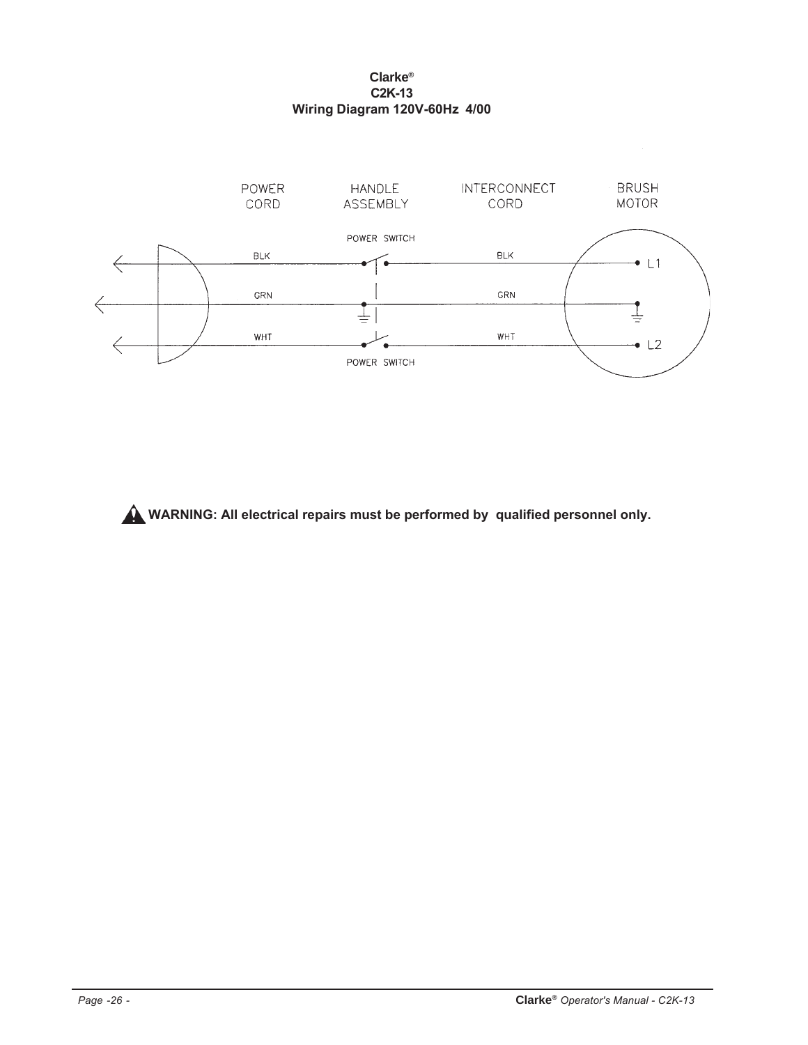**Clarke®**
**C2K-13**
**Wiring Diagram 120V-60Hz 4/00**

POWER CORD

HANDLE ASSEMBLY

INTERCONNECT CORD

BRUSH MOTOR

POWER SWITCH

BLK

BLK

L1

GRN

GRN

WHT

WHT

L2

POWER SWITCH

**WARNING: All electrical repairs must be performed by qualified personnel only.**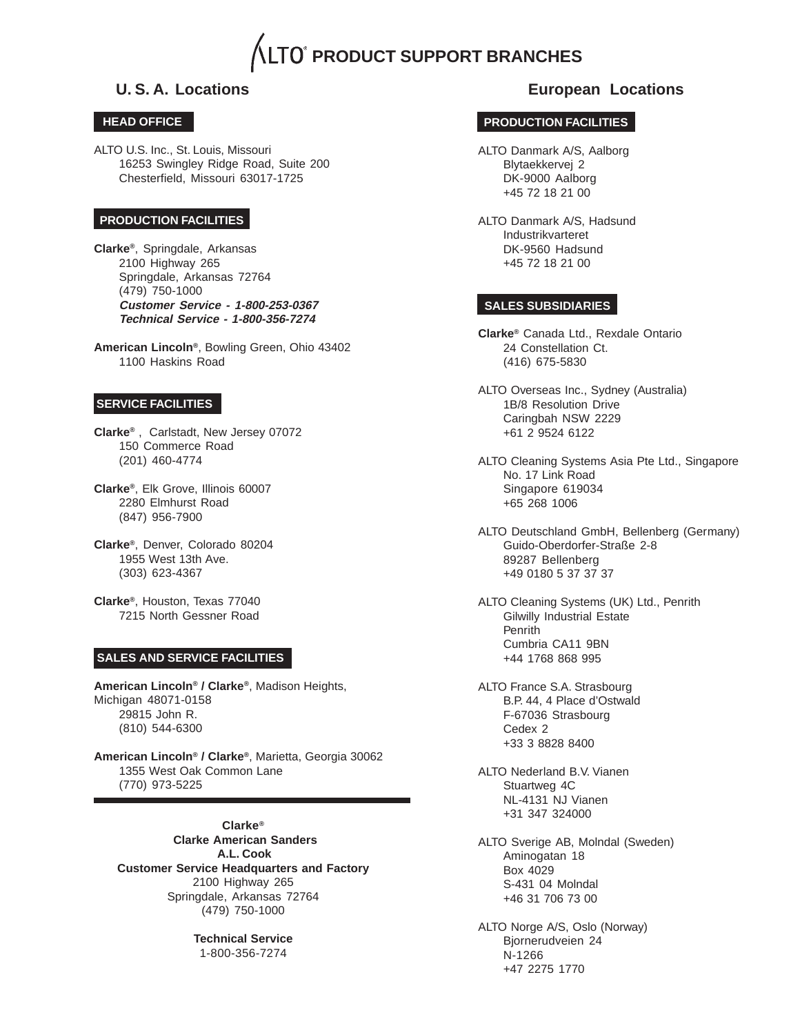# ALTO® PRODUCT SUPPORT BRANCHES

## U. S. A. Locations

### HEAD OFFICE

ALTO U.S. Inc., St. Louis, Missouri
16253 Swingley Ridge Road, Suite 200
Chesterfield, Missouri 63017-1725

### PRODUCTION FACILITIES

**Clarke®**, Springdale, Arkansas
2100 Highway 265
Springdale, Arkansas 72764
(479) 750-1000
***Customer Service - 1-800-253-0367***
***Technical Service - 1-800-356-7274***

**American Lincoln®**, Bowling Green, Ohio 43402
1100 Haskins Road

### SERVICE FACILITIES

**Clarke®** , Carlstadt, New Jersey 07072
150 Commerce Road
(201) 460-4774

**Clarke®**, Elk Grove, Illinois 60007
2280 Elmhurst Road
(847) 956-7900

**Clarke®**, Denver, Colorado 80204
1955 West 13th Ave.
(303) 623-4367

**Clarke®**, Houston, Texas 77040
7215 North Gessner Road

### SALES AND SERVICE FACILITIES

**American Lincoln® / Clarke®**, Madison Heights, Michigan 48071-0158
29815 John R.
(810) 544-6300

**American Lincoln® / Clarke®**, Marietta, Georgia 30062
1355 West Oak Common Lane
(770) 973-5225

---

**Clarke®**
**Clarke American Sanders**
**A.L. Cook**
**Customer Service Headquarters and Factory**
2100 Highway 265
Springdale, Arkansas 72764
(479) 750-1000

**Technical Service**
1-800-356-7274

## European Locations

### PRODUCTION FACILITIES

ALTO Danmark A/S, Aalborg
Blytaekkervej 2
DK-9000 Aalborg
+45 72 18 21 00

ALTO Danmark A/S, Hadsund
Industrikvarteret
DK-9560 Hadsund
+45 72 18 21 00

### SALES SUBSIDIARIES

**Clarke®** Canada Ltd., Rexdale Ontario
24 Constellation Ct.
(416) 675-5830

ALTO Overseas Inc., Sydney (Australia)
1B/8 Resolution Drive
Caringbah NSW 2229
+61 2 9524 6122

ALTO Cleaning Systems Asia Pte Ltd., Singapore
No. 17 Link Road
Singapore 619034
+65 268 1006

ALTO Deutschland GmbH, Bellenberg (Germany)
Guido-Oberdorfer-Straße 2-8
89287 Bellenberg
+49 0180 5 37 37 37

ALTO Cleaning Systems (UK) Ltd., Penrith
Gilwilly Industrial Estate
Penrith
Cumbria CA11 9BN
+44 1768 868 995

ALTO France S.A. Strasbourg
B.P. 44, 4 Place d'Ostwald
F-67036 Strasbourg
Cedex 2
+33 3 8828 8400

ALTO Nederland B.V. Vianen
Stuartweg 4C
NL-4131 NJ Vianen
+31 347 324000

ALTO Sverige AB, Molndal (Sweden)
Aminogatan 18
Box 4029
S-431 04 Molndal
+46 31 706 73 00

ALTO Norge A/S, Oslo (Norway)
Bjornerudveien 24
N-1266
+47 2275 1770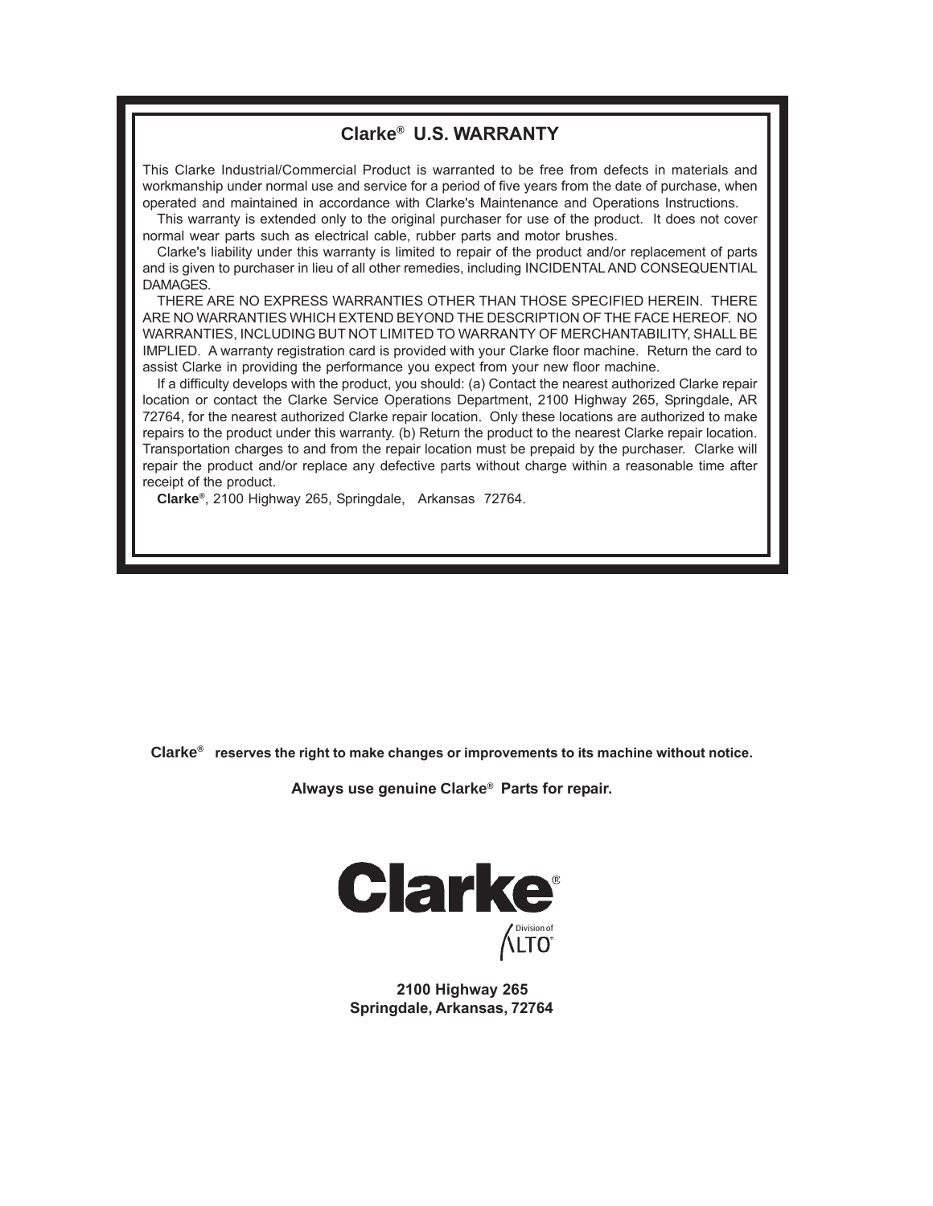## Clarke® U.S. WARRANTY

This Clarke Industrial/Commercial Product is warranted to be free from defects in materials and workmanship under normal use and service for a period of five years from the date of purchase, when operated and maintained in accordance with Clarke's Maintenance and Operations Instructions.

This warranty is extended only to the original purchaser for use of the product. It does not cover normal wear parts such as electrical cable, rubber parts and motor brushes.

Clarke's liability under this warranty is limited to repair of the product and/or replacement of parts and is given to purchaser in lieu of all other remedies, including INCIDENTAL AND CONSEQUENTIAL DAMAGES.

THERE ARE NO EXPRESS WARRANTIES OTHER THAN THOSE SPECIFIED HEREIN. THERE ARE NO WARRANTIES WHICH EXTEND BEYOND THE DESCRIPTION OF THE FACE HEREOF. NO WARRANTIES, INCLUDING BUT NOT LIMITED TO WARRANTY OF MERCHANTABILITY, SHALL BE IMPLIED. A warranty registration card is provided with your Clarke floor machine. Return the card to assist Clarke in providing the performance you expect from your new floor machine.

If a difficulty develops with the product, you should: (a) Contact the nearest authorized Clarke repair location or contact the Clarke Service Operations Department, 2100 Highway 265, Springdale, AR 72764, for the nearest authorized Clarke repair location. Only these locations are authorized to make repairs to the product under this warranty. (b) Return the product to the nearest Clarke repair location. Transportation charges to and from the repair location must be prepaid by the purchaser. Clarke will repair the product and/or replace any defective parts without charge within a reasonable time after receipt of the product.

**Clarke®**, 2100 Highway 265, Springdale, Arkansas 72764.

**Clarke® reserves the right to make changes or improvements to its machine without notice.**

**Always use genuine Clarke® Parts for repair.**

**Clarke®**

Division of ALTO®

**2100 Highway 265**
**Springdale, Arkansas, 72764**